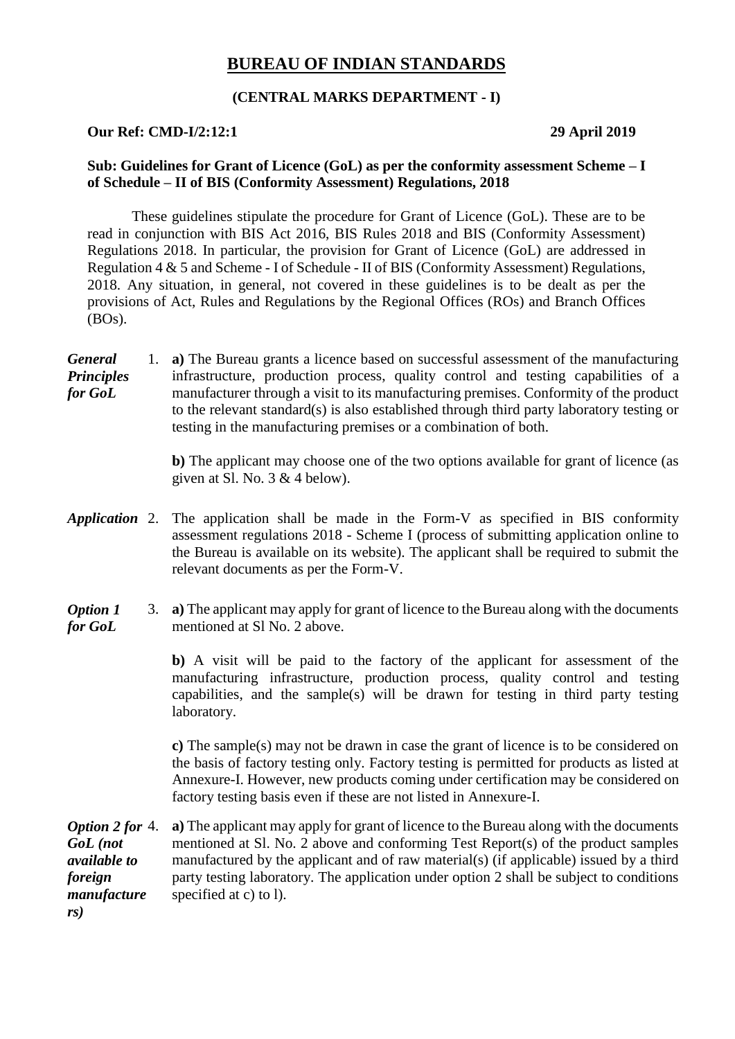# BUREAU OF INDIAN STANDARDS

**(CENTRAL MARKS DEPARTMENT - I)**

**Our Ref: CMD-I/2:12:1** **29 April 2019**

**Sub: Guidelines for Grant of Licence (GoL) as per the conformity assessment Scheme – I of Schedule – II of BIS (Conformity Assessment) Regulations, 2018**

These guidelines stipulate the procedure for Grant of Licence (GoL). These are to be read in conjunction with BIS Act 2016, BIS Rules 2018 and BIS (Conformity Assessment) Regulations 2018. In particular, the provision for Grant of Licence (GoL) are addressed in Regulation 4 & 5 and Scheme - I of Schedule - II of BIS (Conformity Assessment) Regulations, 2018. Any situation, in general, not covered in these guidelines is to be dealt as per the provisions of Act, Rules and Regulations by the Regional Offices (ROs) and Branch Offices (BOs).

***General Principles for GoL***

1. **a)** The Bureau grants a licence based on successful assessment of the manufacturing infrastructure, production process, quality control and testing capabilities of a manufacturer through a visit to its manufacturing premises. Conformity of the product to the relevant standard(s) is also established through third party laboratory testing or testing in the manufacturing premises or a combination of both.

   **b)** The applicant may choose one of the two options available for grant of licence (as given at Sl. No. 3 & 4 below).

***Application***

2. The application shall be made in the Form-V as specified in BIS conformity assessment regulations 2018 - Scheme I (process of submitting application online to the Bureau is available on its website). The applicant shall be required to submit the relevant documents as per the Form-V.

***Option 1 for GoL***

3. **a)** The applicant may apply for grant of licence to the Bureau along with the documents mentioned at Sl No. 2 above.

   **b)** A visit will be paid to the factory of the applicant for assessment of the manufacturing infrastructure, production process, quality control and testing capabilities, and the sample(s) will be drawn for testing in third party testing laboratory.

   **c)** The sample(s) may not be drawn in case the grant of licence is to be considered on the basis of factory testing only. Factory testing is permitted for products as listed at Annexure-I. However, new products coming under certification may be considered on factory testing basis even if these are not listed in Annexure-I.

***Option 2 for GoL (not available to foreign manufacturers)***

4. **a)** The applicant may apply for grant of licence to the Bureau along with the documents mentioned at Sl. No. 2 above and conforming Test Report(s) of the product samples manufactured by the applicant and of raw material(s) (if applicable) issued by a third party testing laboratory. The application under option 2 shall be subject to conditions specified at c) to l).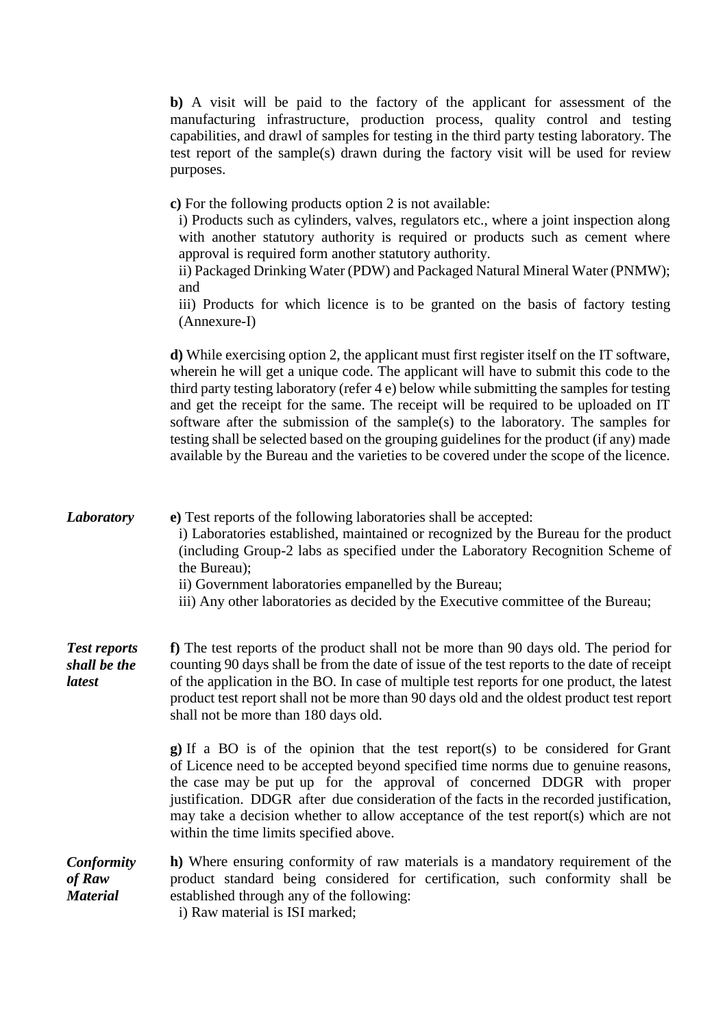**b)** A visit will be paid to the factory of the applicant for assessment of the manufacturing infrastructure, production process, quality control and testing capabilities, and drawl of samples for testing in the third party testing laboratory. The test report of the sample(s) drawn during the factory visit will be used for review purposes.

**c)** For the following products option 2 is not available:

i) Products such as cylinders, valves, regulators etc., where a joint inspection along with another statutory authority is required or products such as cement where approval is required form another statutory authority.

ii) Packaged Drinking Water (PDW) and Packaged Natural Mineral Water (PNMW); and

iii) Products for which licence is to be granted on the basis of factory testing (Annexure-I)

**d)** While exercising option 2, the applicant must first register itself on the IT software, wherein he will get a unique code. The applicant will have to submit this code to the third party testing laboratory (refer 4 e) below while submitting the samples for testing and get the receipt for the same. The receipt will be required to be uploaded on IT software after the submission of the sample(s) to the laboratory. The samples for testing shall be selected based on the grouping guidelines for the product (if any) made available by the Bureau and the varieties to be covered under the scope of the licence.

***Laboratory***

**e)** Test reports of the following laboratories shall be accepted:

i) Laboratories established, maintained or recognized by the Bureau for the product (including Group-2 labs as specified under the Laboratory Recognition Scheme of the Bureau);

ii) Government laboratories empanelled by the Bureau;

iii) Any other laboratories as decided by the Executive committee of the Bureau;

***Test reports shall be the latest***

**f)** The test reports of the product shall not be more than 90 days old. The period for counting 90 days shall be from the date of issue of the test reports to the date of receipt of the application in the BO. In case of multiple test reports for one product, the latest product test report shall not be more than 90 days old and the oldest product test report shall not be more than 180 days old.

**g)** If a BO is of the opinion that the test report(s) to be considered for Grant of Licence need to be accepted beyond specified time norms due to genuine reasons, the case may be put up for the approval of concerned DDGR with proper justification. DDGR after due consideration of the facts in the recorded justification, may take a decision whether to allow acceptance of the test report(s) which are not within the time limits specified above.

***Conformity of Raw Material***

**h)** Where ensuring conformity of raw materials is a mandatory requirement of the product standard being considered for certification, such conformity shall be established through any of the following:

i) Raw material is ISI marked;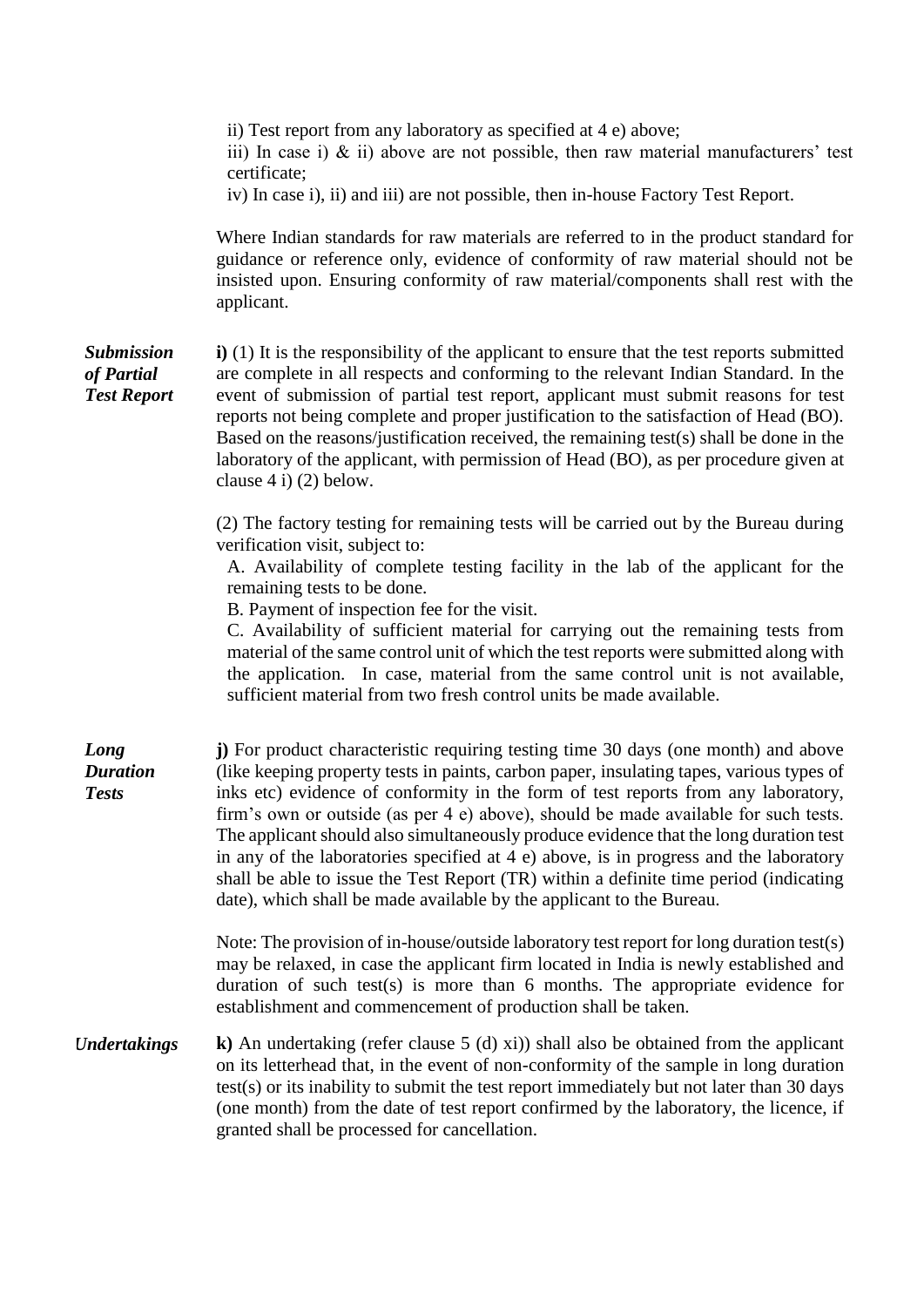ii) Test report from any laboratory as specified at 4 e) above;

iii) In case i) & ii) above are not possible, then raw material manufacturers' test certificate;

iv) In case i), ii) and iii) are not possible, then in-house Factory Test Report.

Where Indian standards for raw materials are referred to in the product standard for guidance or reference only, evidence of conformity of raw material should not be insisted upon. Ensuring conformity of raw material/components shall rest with the applicant.

***Submission of Partial Test Report***

**i)** (1) It is the responsibility of the applicant to ensure that the test reports submitted are complete in all respects and conforming to the relevant Indian Standard. In the event of submission of partial test report, applicant must submit reasons for test reports not being complete and proper justification to the satisfaction of Head (BO). Based on the reasons/justification received, the remaining test(s) shall be done in the laboratory of the applicant, with permission of Head (BO), as per procedure given at clause 4 i) (2) below.

(2) The factory testing for remaining tests will be carried out by the Bureau during verification visit, subject to:

A. Availability of complete testing facility in the lab of the applicant for the remaining tests to be done.

B. Payment of inspection fee for the visit.

C. Availability of sufficient material for carrying out the remaining tests from material of the same control unit of which the test reports were submitted along with the application. In case, material from the same control unit is not available, sufficient material from two fresh control units be made available.

***Long Duration Tests***

**j)** For product characteristic requiring testing time 30 days (one month) and above (like keeping property tests in paints, carbon paper, insulating tapes, various types of inks etc) evidence of conformity in the form of test reports from any laboratory, firm's own or outside (as per 4 e) above), should be made available for such tests. The applicant should also simultaneously produce evidence that the long duration test in any of the laboratories specified at 4 e) above, is in progress and the laboratory shall be able to issue the Test Report (TR) within a definite time period (indicating date), which shall be made available by the applicant to the Bureau.

Note: The provision of in-house/outside laboratory test report for long duration test(s) may be relaxed, in case the applicant firm located in India is newly established and duration of such test(s) is more than 6 months. The appropriate evidence for establishment and commencement of production shall be taken.

***Undertakings***

**k)** An undertaking (refer clause 5 (d) xi)) shall also be obtained from the applicant on its letterhead that, in the event of non-conformity of the sample in long duration test(s) or its inability to submit the test report immediately but not later than 30 days (one month) from the date of test report confirmed by the laboratory, the licence, if granted shall be processed for cancellation.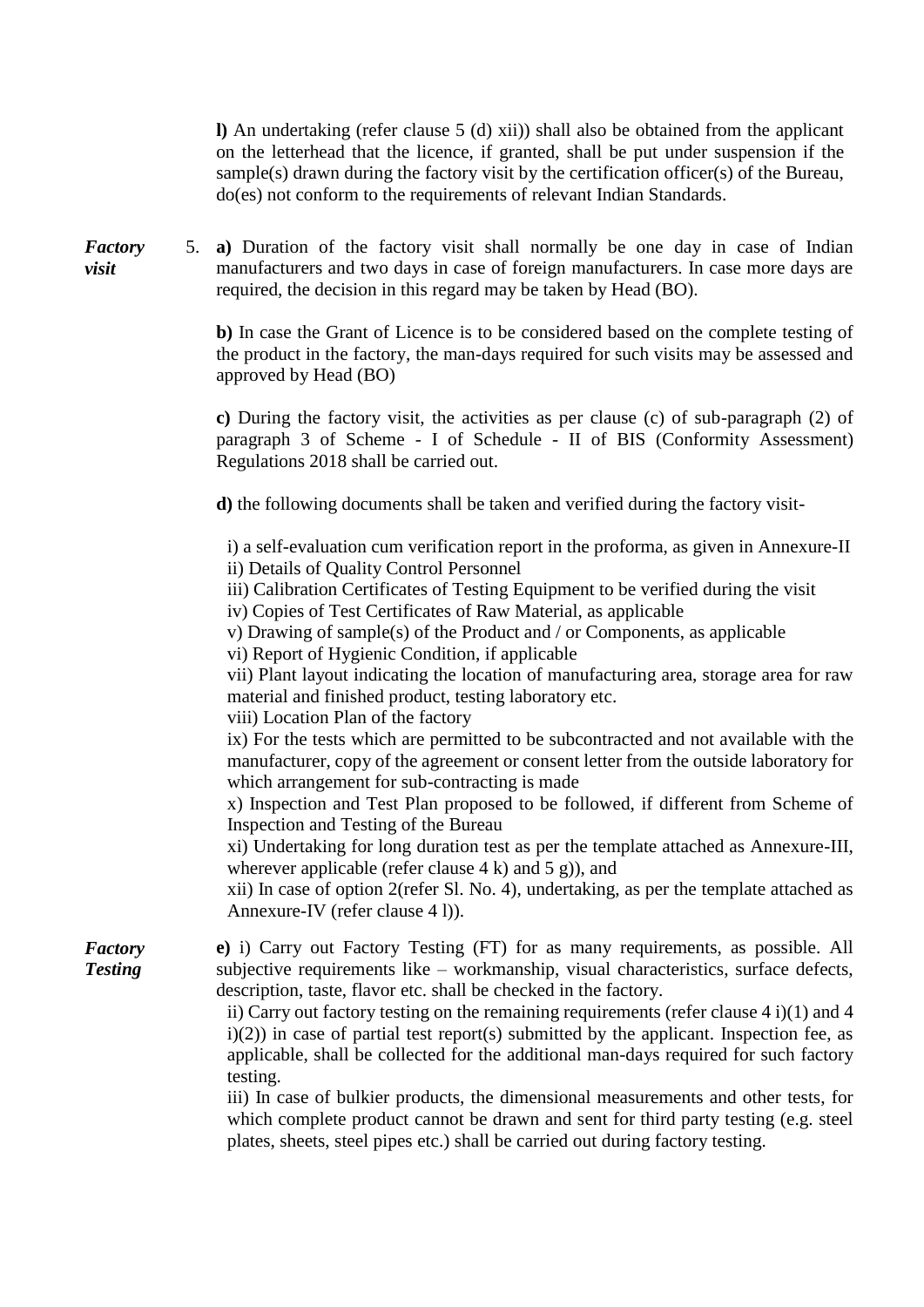**l)** An undertaking (refer clause 5 (d) xii)) shall also be obtained from the applicant on the letterhead that the licence, if granted, shall be put under suspension if the sample(s) drawn during the factory visit by the certification officer(s) of the Bureau, do(es) not conform to the requirements of relevant Indian Standards.

***Factory visit***

5. **a)** Duration of the factory visit shall normally be one day in case of Indian manufacturers and two days in case of foreign manufacturers. In case more days are required, the decision in this regard may be taken by Head (BO).

**b)** In case the Grant of Licence is to be considered based on the complete testing of the product in the factory, the man-days required for such visits may be assessed and approved by Head (BO)

**c)** During the factory visit, the activities as per clause (c) of sub-paragraph (2) of paragraph 3 of Scheme - I of Schedule - II of BIS (Conformity Assessment) Regulations 2018 shall be carried out.

**d)** the following documents shall be taken and verified during the factory visit-

i) a self-evaluation cum verification report in the proforma, as given in Annexure-II
ii) Details of Quality Control Personnel
iii) Calibration Certificates of Testing Equipment to be verified during the visit
iv) Copies of Test Certificates of Raw Material, as applicable
v) Drawing of sample(s) of the Product and / or Components, as applicable
vi) Report of Hygienic Condition, if applicable
vii) Plant layout indicating the location of manufacturing area, storage area for raw material and finished product, testing laboratory etc.
viii) Location Plan of the factory
ix) For the tests which are permitted to be subcontracted and not available with the manufacturer, copy of the agreement or consent letter from the outside laboratory for which arrangement for sub-contracting is made
x) Inspection and Test Plan proposed to be followed, if different from Scheme of Inspection and Testing of the Bureau
xi) Undertaking for long duration test as per the template attached as Annexure-III, wherever applicable (refer clause 4 k) and 5 g)), and
xii) In case of option 2(refer Sl. No. 4), undertaking, as per the template attached as Annexure-IV (refer clause 4 l)).

***Factory Testing***

**e)** i) Carry out Factory Testing (FT) for as many requirements, as possible. All subjective requirements like – workmanship, visual characteristics, surface defects, description, taste, flavor etc. shall be checked in the factory.
ii) Carry out factory testing on the remaining requirements (refer clause 4 i)(1) and 4 i)(2)) in case of partial test report(s) submitted by the applicant. Inspection fee, as applicable, shall be collected for the additional man-days required for such factory testing.
iii) In case of bulkier products, the dimensional measurements and other tests, for which complete product cannot be drawn and sent for third party testing (e.g. steel plates, sheets, steel pipes etc.) shall be carried out during factory testing.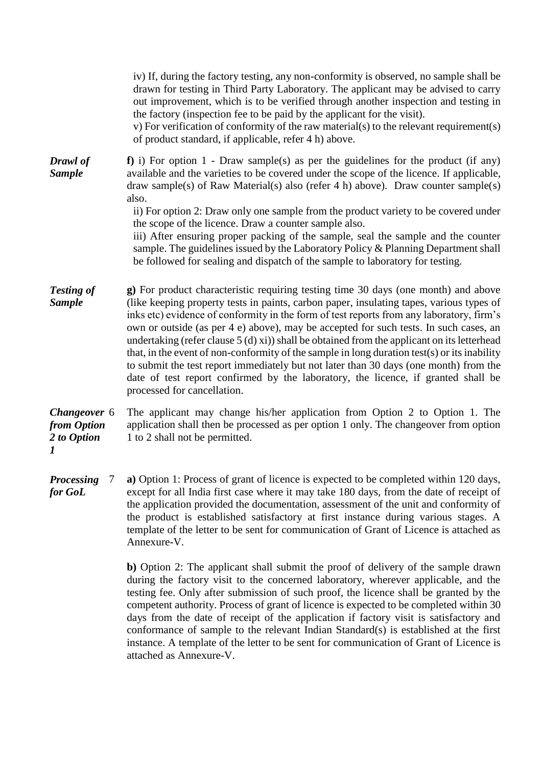iv) If, during the factory testing, any non-conformity is observed, no sample shall be drawn for testing in Third Party Laboratory. The applicant may be advised to carry out improvement, which is to be verified through another inspection and testing in the factory (inspection fee to be paid by the applicant for the visit).

v) For verification of conformity of the raw material(s) to the relevant requirement(s) of product standard, if applicable, refer 4 h) above.

***Drawl of Sample***

**f)** i) For option 1 - Draw sample(s) as per the guidelines for the product (if any) available and the varieties to be covered under the scope of the licence. If applicable, draw sample(s) of Raw Material(s) also (refer 4 h) above). Draw counter sample(s) also.

ii) For option 2: Draw only one sample from the product variety to be covered under the scope of the licence. Draw a counter sample also.

iii) After ensuring proper packing of the sample, seal the sample and the counter sample. The guidelines issued by the Laboratory Policy & Planning Department shall be followed for sealing and dispatch of the sample to laboratory for testing.

***Testing of Sample***

**g)** For product characteristic requiring testing time 30 days (one month) and above (like keeping property tests in paints, carbon paper, insulating tapes, various types of inks etc) evidence of conformity in the form of test reports from any laboratory, firm's own or outside (as per 4 e) above), may be accepted for such tests. In such cases, an undertaking (refer clause 5 (d) xi)) shall be obtained from the applicant on its letterhead that, in the event of non-conformity of the sample in long duration test(s) or its inability to submit the test report immediately but not later than 30 days (one month) from the date of test report confirmed by the laboratory, the licence, if granted shall be processed for cancellation.

***Changeover from Option 2 to Option 1*** 6

The applicant may change his/her application from Option 2 to Option 1. The application shall then be processed as per option 1 only. The changeover from option 1 to 2 shall not be permitted.

***Processing for GoL*** 7

**a)** Option 1: Process of grant of licence is expected to be completed within 120 days, except for all India first case where it may take 180 days, from the date of receipt of the application provided the documentation, assessment of the unit and conformity of the product is established satisfactory at first instance during various stages. A template of the letter to be sent for communication of Grant of Licence is attached as Annexure-V.

**b)** Option 2: The applicant shall submit the proof of delivery of the sample drawn during the factory visit to the concerned laboratory, wherever applicable, and the testing fee. Only after submission of such proof, the licence shall be granted by the competent authority. Process of grant of licence is expected to be completed within 30 days from the date of receipt of the application if factory visit is satisfactory and conformance of sample to the relevant Indian Standard(s) is established at the first instance. A template of the letter to be sent for communication of Grant of Licence is attached as Annexure-V.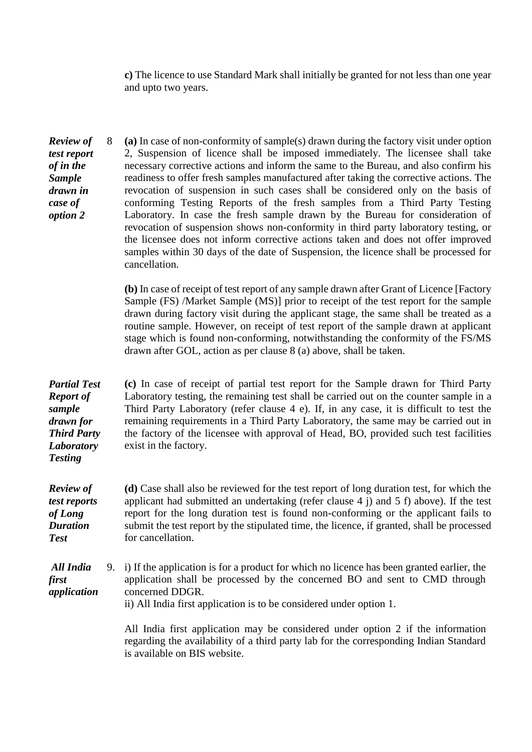**c)** The licence to use Standard Mark shall initially be granted for not less than one year and upto two years.

***Review of test report of in the Sample drawn in case of option 2***

8 **(a)** In case of non-conformity of sample(s) drawn during the factory visit under option 2, Suspension of licence shall be imposed immediately. The licensee shall take necessary corrective actions and inform the same to the Bureau, and also confirm his readiness to offer fresh samples manufactured after taking the corrective actions. The revocation of suspension in such cases shall be considered only on the basis of conforming Testing Reports of the fresh samples from a Third Party Testing Laboratory. In case the fresh sample drawn by the Bureau for consideration of revocation of suspension shows non-conformity in third party laboratory testing, or the licensee does not inform corrective actions taken and does not offer improved samples within 30 days of the date of Suspension, the licence shall be processed for cancellation.

**(b)** In case of receipt of test report of any sample drawn after Grant of Licence [Factory Sample (FS) /Market Sample (MS)] prior to receipt of the test report for the sample drawn during factory visit during the applicant stage, the same shall be treated as a routine sample. However, on receipt of test report of the sample drawn at applicant stage which is found non-conforming, notwithstanding the conformity of the FS/MS drawn after GOL, action as per clause 8 (a) above, shall be taken.

***Partial Test Report of sample drawn for Third Party Laboratory Testing***

**(c)** In case of receipt of partial test report for the Sample drawn for Third Party Laboratory testing, the remaining test shall be carried out on the counter sample in a Third Party Laboratory (refer clause 4 e). If, in any case, it is difficult to test the remaining requirements in a Third Party Laboratory, the same may be carried out in the factory of the licensee with approval of Head, BO, provided such test facilities exist in the factory.

***Review of test reports of Long Duration Test***

**(d)** Case shall also be reviewed for the test report of long duration test, for which the applicant had submitted an undertaking (refer clause 4 j) and 5 f) above). If the test report for the long duration test is found non-conforming or the applicant fails to submit the test report by the stipulated time, the licence, if granted, shall be processed for cancellation.

***All India first application***

9. i) If the application is for a product for which no licence has been granted earlier, the application shall be processed by the concerned BO and sent to CMD through concerned DDGR.

ii) All India first application is to be considered under option 1.

All India first application may be considered under option 2 if the information regarding the availability of a third party lab for the corresponding Indian Standard is available on BIS website.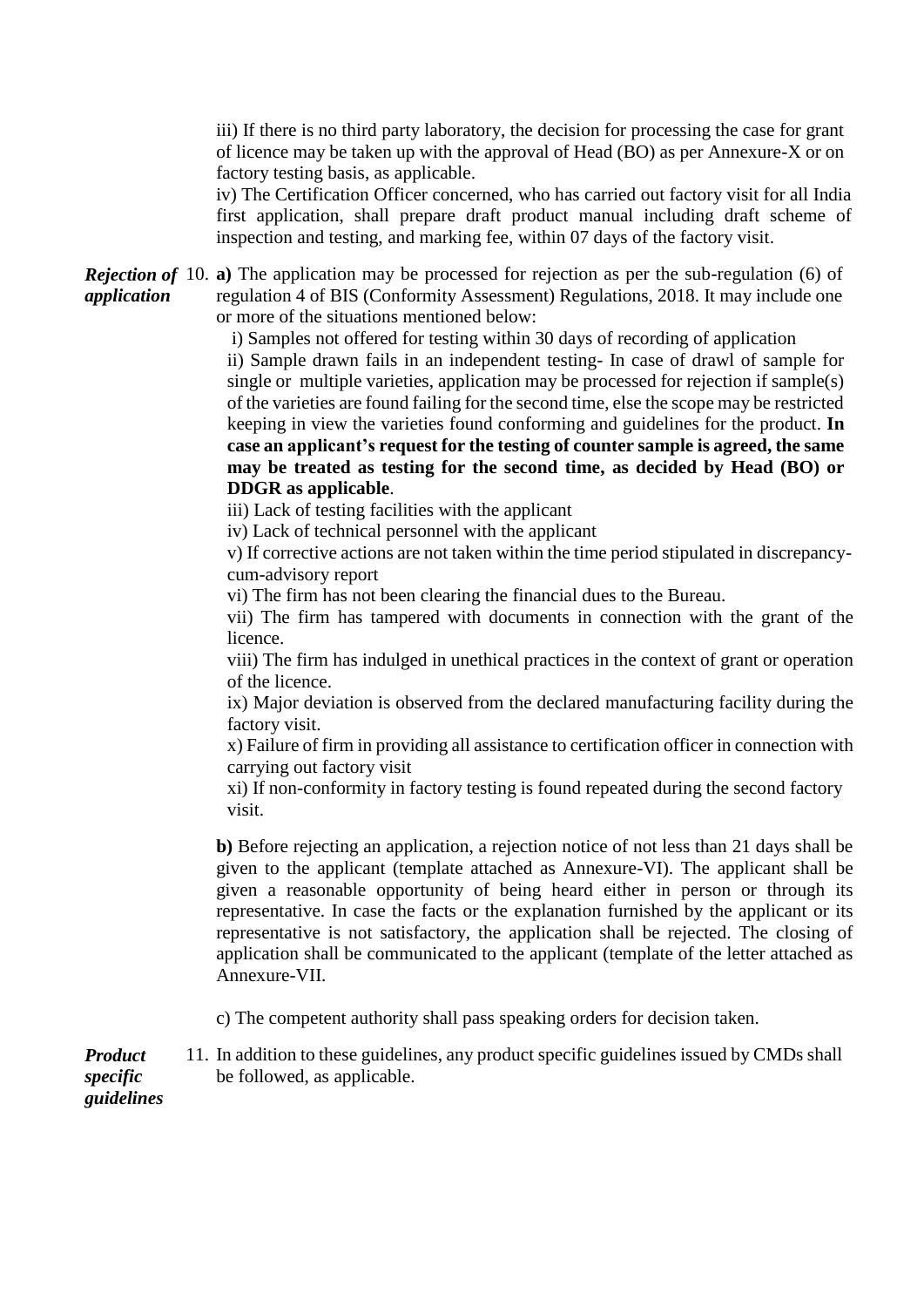iii) If there is no third party laboratory, the decision for processing the case for grant of licence may be taken up with the approval of Head (BO) as per Annexure-X or on factory testing basis, as applicable.

iv) The Certification Officer concerned, who has carried out factory visit for all India first application, shall prepare draft product manual including draft scheme of inspection and testing, and marking fee, within 07 days of the factory visit.

***Rejection of application***

10. **a)** The application may be processed for rejection as per the sub-regulation (6) of regulation 4 of BIS (Conformity Assessment) Regulations, 2018. It may include one or more of the situations mentioned below:

i) Samples not offered for testing within 30 days of recording of application

ii) Sample drawn fails in an independent testing- In case of drawl of sample for single or multiple varieties, application may be processed for rejection if sample(s) of the varieties are found failing for the second time, else the scope may be restricted keeping in view the varieties found conforming and guidelines for the product. **In case an applicant's request for the testing of counter sample is agreed, the same may be treated as testing for the second time, as decided by Head (BO) or DDGR as applicable**.

iii) Lack of testing facilities with the applicant

iv) Lack of technical personnel with the applicant

v) If corrective actions are not taken within the time period stipulated in discrepancy-cum-advisory report

vi) The firm has not been clearing the financial dues to the Bureau.

vii) The firm has tampered with documents in connection with the grant of the licence.

viii) The firm has indulged in unethical practices in the context of grant or operation of the licence.

ix) Major deviation is observed from the declared manufacturing facility during the factory visit.

x) Failure of firm in providing all assistance to certification officer in connection with carrying out factory visit

xi) If non-conformity in factory testing is found repeated during the second factory visit.

**b)** Before rejecting an application, a rejection notice of not less than 21 days shall be given to the applicant (template attached as Annexure-VI). The applicant shall be given a reasonable opportunity of being heard either in person or through its representative. In case the facts or the explanation furnished by the applicant or its representative is not satisfactory, the application shall be rejected. The closing of application shall be communicated to the applicant (template of the letter attached as Annexure-VII.

c) The competent authority shall pass speaking orders for decision taken.

***Product specific guidelines***

11. In addition to these guidelines, any product specific guidelines issued by CMDs shall be followed, as applicable.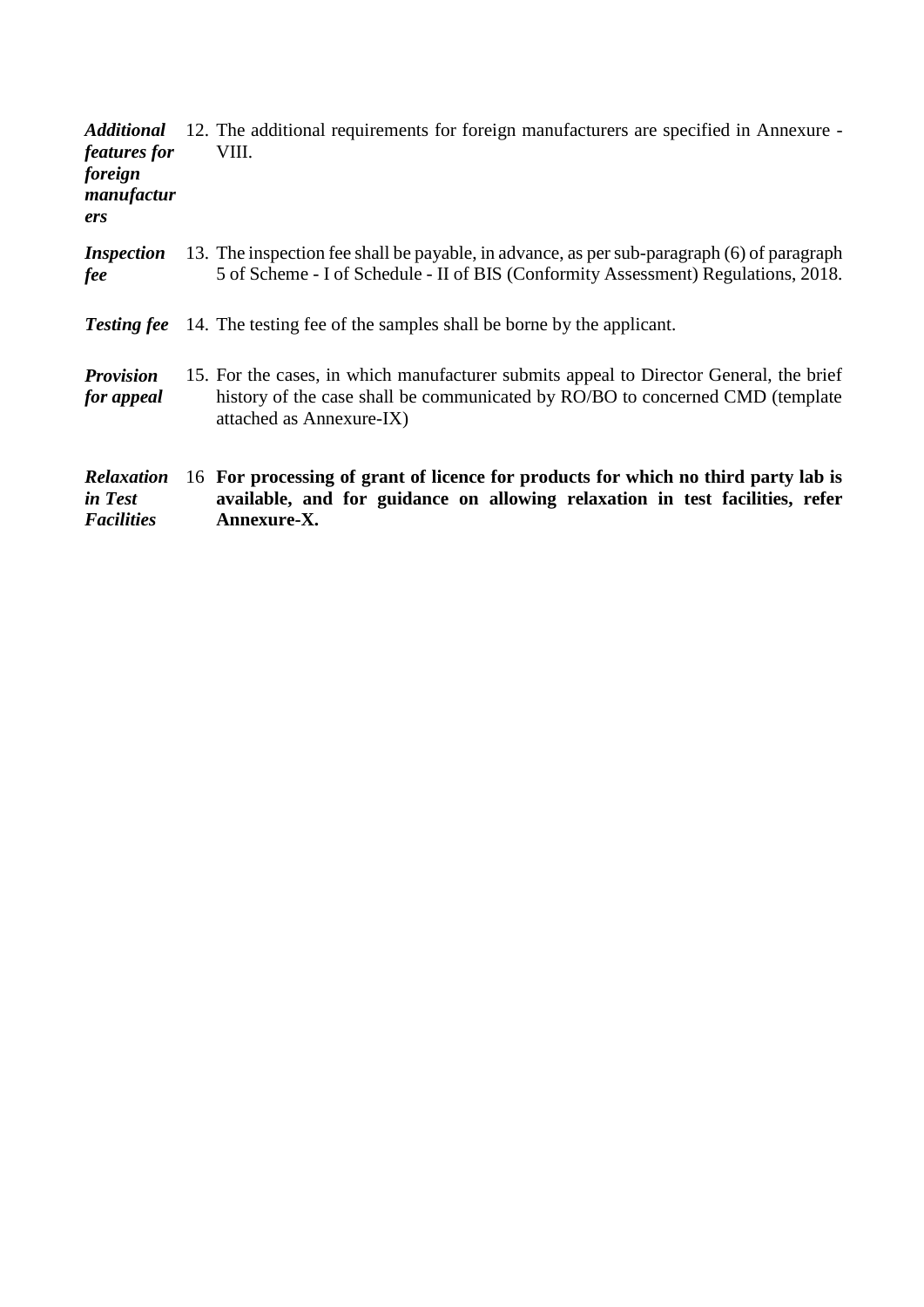***Additional features for foreign manufacturers*** 12. The additional requirements for foreign manufacturers are specified in Annexure - VIII.

***Inspection fee*** 13. The inspection fee shall be payable, in advance, as per sub-paragraph (6) of paragraph 5 of Scheme - I of Schedule - II of BIS (Conformity Assessment) Regulations, 2018.

***Testing fee*** 14. The testing fee of the samples shall be borne by the applicant.

***Provision for appeal*** 15. For the cases, in which manufacturer submits appeal to Director General, the brief history of the case shall be communicated by RO/BO to concerned CMD (template attached as Annexure-IX)

***Relaxation in Test Facilities*** 16 **For processing of grant of licence for products for which no third party lab is available, and for guidance on allowing relaxation in test facilities, refer Annexure-X.**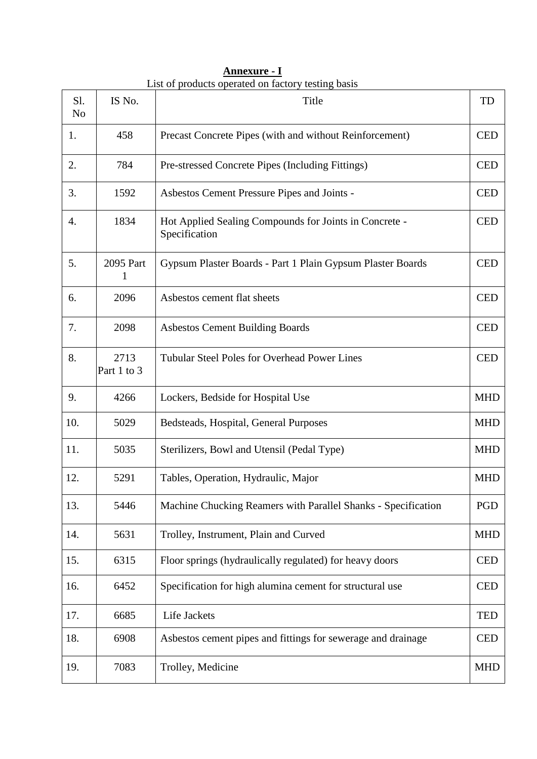**Annexure - I**

List of products operated on factory testing basis

| Sl. No | IS No. | Title | TD |
|---|---|---|---|
| 1. | 458 | Precast Concrete Pipes (with and without Reinforcement) | CED |
| 2. | 784 | Pre-stressed Concrete Pipes (Including Fittings) | CED |
| 3. | 1592 | Asbestos Cement Pressure Pipes and Joints - | CED |
| 4. | 1834 | Hot Applied Sealing Compounds for Joints in Concrete - Specification | CED |
| 5. | 2095 Part 1 | Gypsum Plaster Boards - Part 1 Plain Gypsum Plaster Boards | CED |
| 6. | 2096 | Asbestos cement flat sheets | CED |
| 7. | 2098 | Asbestos Cement Building Boards | CED |
| 8. | 2713 Part 1 to 3 | Tubular Steel Poles for Overhead Power Lines | CED |
| 9. | 4266 | Lockers, Bedside for Hospital Use | MHD |
| 10. | 5029 | Bedsteads, Hospital, General Purposes | MHD |
| 11. | 5035 | Sterilizers, Bowl and Utensil (Pedal Type) | MHD |
| 12. | 5291 | Tables, Operation, Hydraulic, Major | MHD |
| 13. | 5446 | Machine Chucking Reamers with Parallel Shanks - Specification | PGD |
| 14. | 5631 | Trolley, Instrument, Plain and Curved | MHD |
| 15. | 6315 | Floor springs (hydraulically regulated) for heavy doors | CED |
| 16. | 6452 | Specification for high alumina cement for structural use | CED |
| 17. | 6685 | Life Jackets | TED |
| 18. | 6908 | Asbestos cement pipes and fittings for sewerage and drainage | CED |
| 19. | 7083 | Trolley, Medicine | MHD |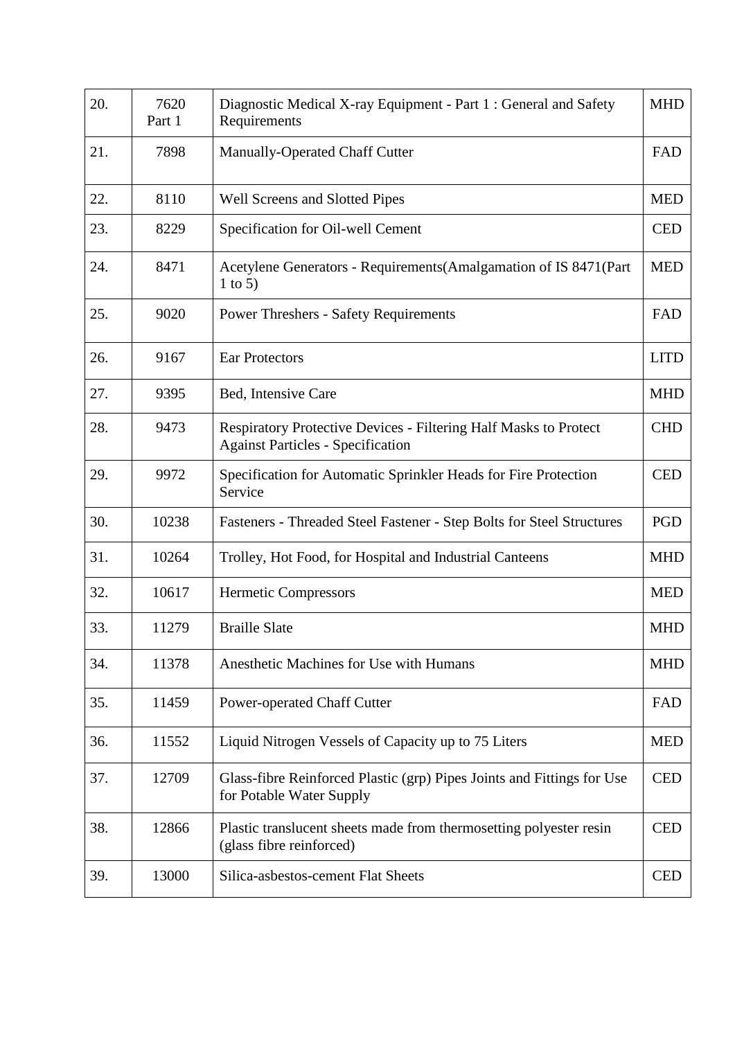| 20. | 7620 Part 1 | Diagnostic Medical X-ray Equipment - Part 1 : General and Safety Requirements | MHD |
|---|---|---|---|
| 21. | 7898 | Manually-Operated Chaff Cutter | FAD |
| 22. | 8110 | Well Screens and Slotted Pipes | MED |
| 23. | 8229 | Specification for Oil-well Cement | CED |
| 24. | 8471 | Acetylene Generators - Requirements(Amalgamation of IS 8471(Part 1 to 5) | MED |
| 25. | 9020 | Power Threshers - Safety Requirements | FAD |
| 26. | 9167 | Ear Protectors | LITD |
| 27. | 9395 | Bed, Intensive Care | MHD |
| 28. | 9473 | Respiratory Protective Devices - Filtering Half Masks to Protect Against Particles - Specification | CHD |
| 29. | 9972 | Specification for Automatic Sprinkler Heads for Fire Protection Service | CED |
| 30. | 10238 | Fasteners - Threaded Steel Fastener - Step Bolts for Steel Structures | PGD |
| 31. | 10264 | Trolley, Hot Food, for Hospital and Industrial Canteens | MHD |
| 32. | 10617 | Hermetic Compressors | MED |
| 33. | 11279 | Braille Slate | MHD |
| 34. | 11378 | Anesthetic Machines for Use with Humans | MHD |
| 35. | 11459 | Power-operated Chaff Cutter | FAD |
| 36. | 11552 | Liquid Nitrogen Vessels of Capacity up to 75 Liters | MED |
| 37. | 12709 | Glass-fibre Reinforced Plastic (grp) Pipes Joints and Fittings for Use for Potable Water Supply | CED |
| 38. | 12866 | Plastic translucent sheets made from thermosetting polyester resin (glass fibre reinforced) | CED |
| 39. | 13000 | Silica-asbestos-cement Flat Sheets | CED |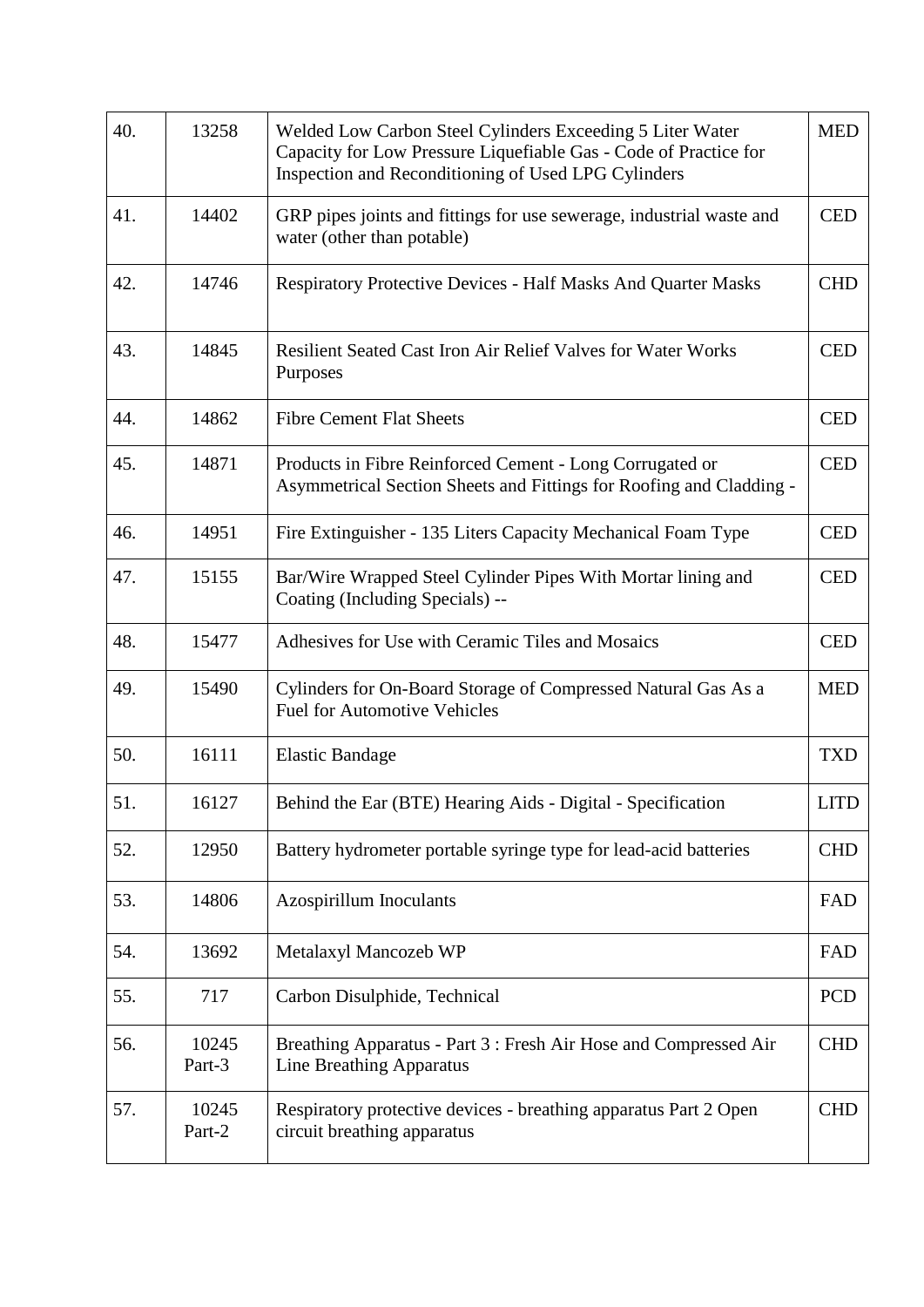| 40. | 13258 | Welded Low Carbon Steel Cylinders Exceeding 5 Liter Water Capacity for Low Pressure Liquefiable Gas - Code of Practice for Inspection and Reconditioning of Used LPG Cylinders | MED |
|---|---|---|---|
| 41. | 14402 | GRP pipes joints and fittings for use sewerage, industrial waste and water (other than potable) | CED |
| 42. | 14746 | Respiratory Protective Devices - Half Masks And Quarter Masks | CHD |
| 43. | 14845 | Resilient Seated Cast Iron Air Relief Valves for Water Works Purposes | CED |
| 44. | 14862 | Fibre Cement Flat Sheets | CED |
| 45. | 14871 | Products in Fibre Reinforced Cement - Long Corrugated or Asymmetrical Section Sheets and Fittings for Roofing and Cladding - | CED |
| 46. | 14951 | Fire Extinguisher - 135 Liters Capacity Mechanical Foam Type | CED |
| 47. | 15155 | Bar/Wire Wrapped Steel Cylinder Pipes With Mortar lining and Coating (Including Specials) -- | CED |
| 48. | 15477 | Adhesives for Use with Ceramic Tiles and Mosaics | CED |
| 49. | 15490 | Cylinders for On-Board Storage of Compressed Natural Gas As a Fuel for Automotive Vehicles | MED |
| 50. | 16111 | Elastic Bandage | TXD |
| 51. | 16127 | Behind the Ear (BTE) Hearing Aids - Digital - Specification | LITD |
| 52. | 12950 | Battery hydrometer portable syringe type for lead-acid batteries | CHD |
| 53. | 14806 | Azospirillum Inoculants | FAD |
| 54. | 13692 | Metalaxyl Mancozeb WP | FAD |
| 55. | 717 | Carbon Disulphide, Technical | PCD |
| 56. | 10245 Part-3 | Breathing Apparatus - Part 3 : Fresh Air Hose and Compressed Air Line Breathing Apparatus | CHD |
| 57. | 10245 Part-2 | Respiratory protective devices - breathing apparatus Part 2 Open circuit breathing apparatus | CHD |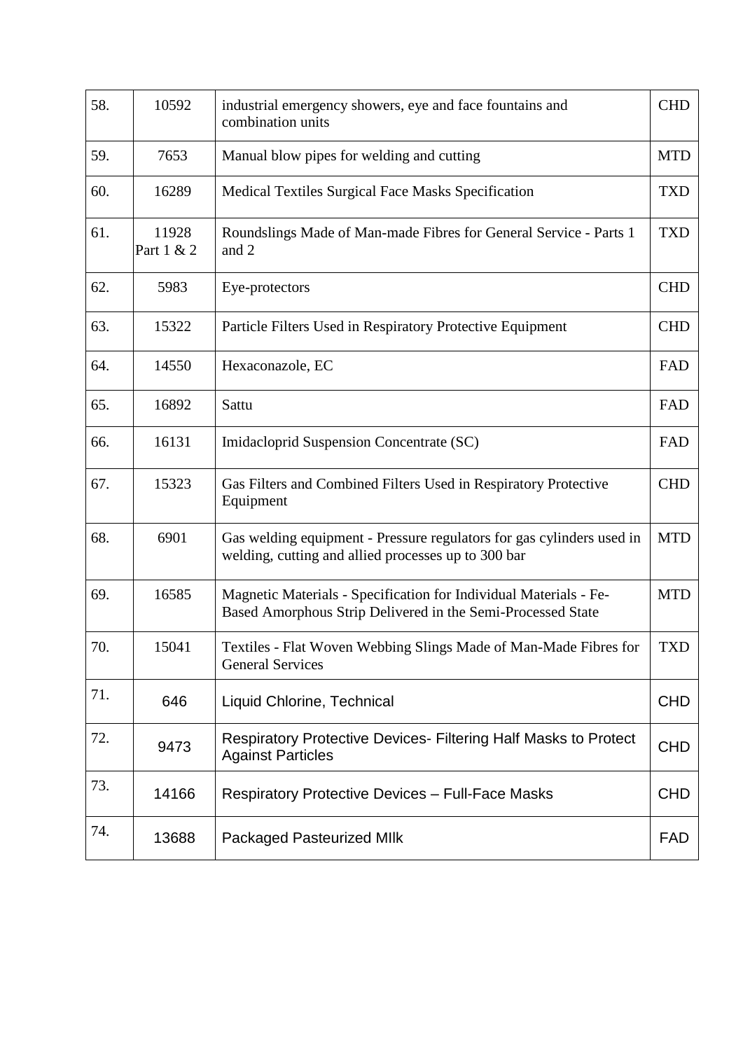| | | | |
|---|---|---|---|
| 58. | 10592 | industrial emergency showers, eye and face fountains and combination units | CHD |
| 59. | 7653 | Manual blow pipes for welding and cutting | MTD |
| 60. | 16289 | Medical Textiles Surgical Face Masks Specification | TXD |
| 61. | 11928 Part 1 & 2 | Roundslings Made of Man-made Fibres for General Service - Parts 1 and 2 | TXD |
| 62. | 5983 | Eye-protectors | CHD |
| 63. | 15322 | Particle Filters Used in Respiratory Protective Equipment | CHD |
| 64. | 14550 | Hexaconazole, EC | FAD |
| 65. | 16892 | Sattu | FAD |
| 66. | 16131 | Imidacloprid Suspension Concentrate (SC) | FAD |
| 67. | 15323 | Gas Filters and Combined Filters Used in Respiratory Protective Equipment | CHD |
| 68. | 6901 | Gas welding equipment - Pressure regulators for gas cylinders used in welding, cutting and allied processes up to 300 bar | MTD |
| 69. | 16585 | Magnetic Materials - Specification for Individual Materials - Fe-Based Amorphous Strip Delivered in the Semi-Processed State | MTD |
| 70. | 15041 | Textiles - Flat Woven Webbing Slings Made of Man-Made Fibres for General Services | TXD |
| 71. | 646 | Liquid Chlorine, Technical | CHD |
| 72. | 9473 | Respiratory Protective Devices- Filtering Half Masks to Protect Against Particles | CHD |
| 73. | 14166 | Respiratory Protective Devices – Full-Face Masks | CHD |
| 74. | 13688 | Packaged Pasteurized MIlk | FAD |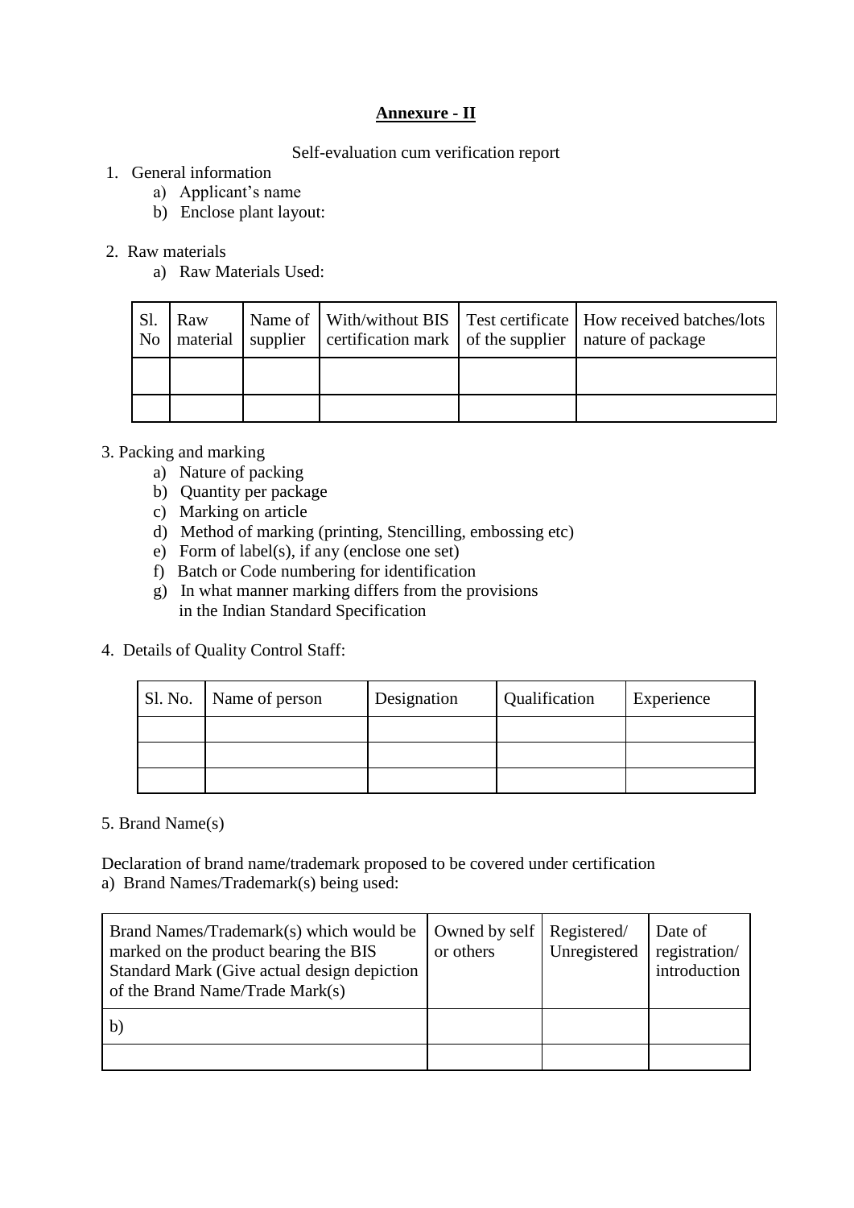# Annexure - II

Self-evaluation cum verification report

1. General information
   a) Applicant's name
   b) Enclose plant layout:

2. Raw materials
   a) Raw Materials Used:

| Sl. No | Raw material | Name of supplier | With/without BIS certification mark | Test certificate of the supplier | How received batches/lots nature of package |
|---|---|---|---|---|---|
| | | | | | |
| | | | | | |

3. Packing and marking
   a) Nature of packing
   b) Quantity per package
   c) Marking on article
   d) Method of marking (printing, Stencilling, embossing etc)
   e) Form of label(s), if any (enclose one set)
   f) Batch or Code numbering for identification
   g) In what manner marking differs from the provisions in the Indian Standard Specification

4. Details of Quality Control Staff:

| Sl. No. | Name of person | Designation | Qualification | Experience |
|---|---|---|---|---|
| | | | | |
| | | | | |
| | | | | |

5. Brand Name(s)

Declaration of brand name/trademark proposed to be covered under certification

a) Brand Names/Trademark(s) being used:

| Brand Names/Trademark(s) which would be marked on the product bearing the BIS Standard Mark (Give actual design depiction of the Brand Name/Trade Mark(s) | Owned by self or others | Registered/ Unregistered | Date of registration/ introduction |
|---|---|---|---|
| b) | | | |
| | | | |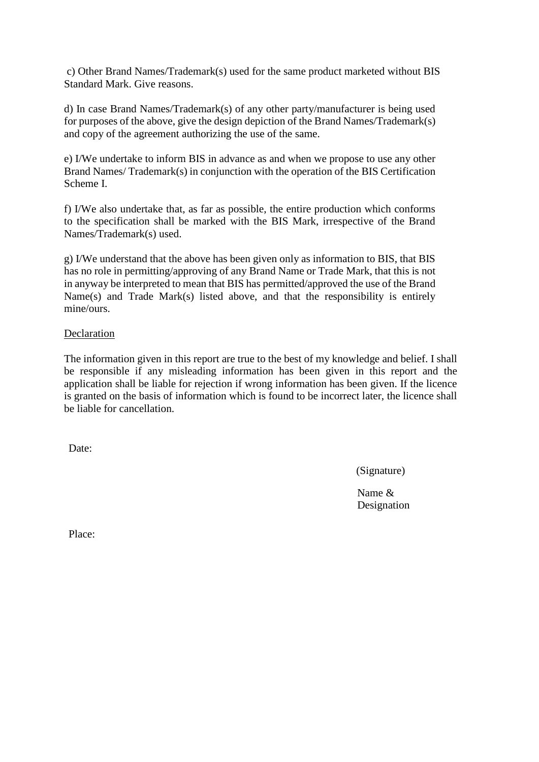c) Other Brand Names/Trademark(s) used for the same product marketed without BIS Standard Mark. Give reasons.

d) In case Brand Names/Trademark(s) of any other party/manufacturer is being used for purposes of the above, give the design depiction of the Brand Names/Trademark(s) and copy of the agreement authorizing the use of the same.

e) I/We undertake to inform BIS in advance as and when we propose to use any other Brand Names/ Trademark(s) in conjunction with the operation of the BIS Certification Scheme I.

f) I/We also undertake that, as far as possible, the entire production which conforms to the specification shall be marked with the BIS Mark, irrespective of the Brand Names/Trademark(s) used.

g) I/We understand that the above has been given only as information to BIS, that BIS has no role in permitting/approving of any Brand Name or Trade Mark, that this is not in anyway be interpreted to mean that BIS has permitted/approved the use of the Brand Name(s) and Trade Mark(s) listed above, and that the responsibility is entirely mine/ours.

<u>Declaration</u>

The information given in this report are true to the best of my knowledge and belief. I shall be responsible if any misleading information has been given in this report and the application shall be liable for rejection if wrong information has been given. If the licence is granted on the basis of information which is found to be incorrect later, the licence shall be liable for cancellation.

Date:

(Signature)

Name &
Designation

Place: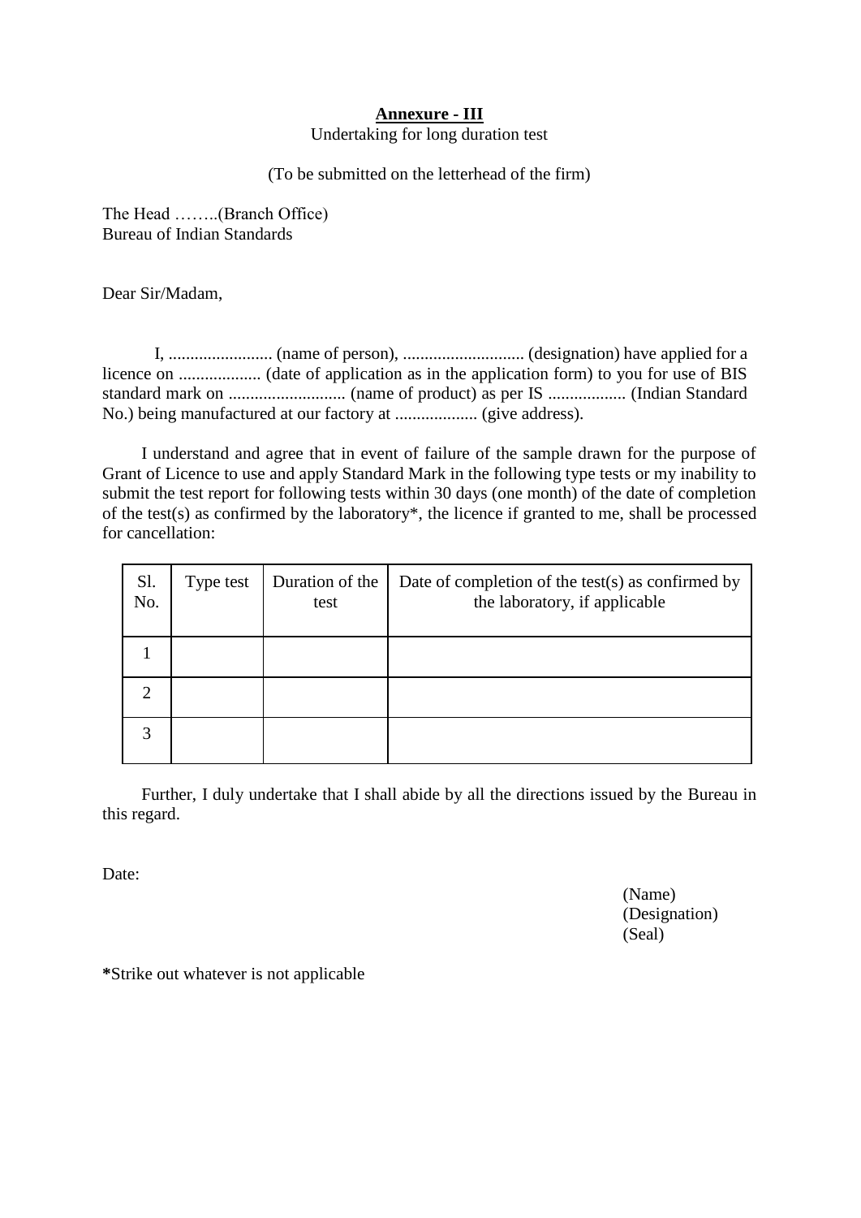**Annexure - III**

Undertaking for long duration test

(To be submitted on the letterhead of the firm)

The Head ……..(Branch Office)
Bureau of Indian Standards

Dear Sir/Madam,

I, ........................ (name of person), ............................ (designation) have applied for a licence on ................... (date of application as in the application form) to you for use of BIS standard mark on ........................... (name of product) as per IS .................. (Indian Standard No.) being manufactured at our factory at ................... (give address).

I understand and agree that in event of failure of the sample drawn for the purpose of Grant of Licence to use and apply Standard Mark in the following type tests or my inability to submit the test report for following tests within 30 days (one month) of the date of completion of the test(s) as confirmed by the laboratory*, the licence if granted to me, shall be processed for cancellation:

| Sl. No. | Type test | Duration of the test | Date of completion of the test(s) as confirmed by the laboratory, if applicable |
|---|---|---|---|
| 1 | | | |
| 2 | | | |
| 3 | | | |

Further, I duly undertake that I shall abide by all the directions issued by the Bureau in this regard.

Date:

(Name)
(Designation)
(Seal)

**\***Strike out whatever is not applicable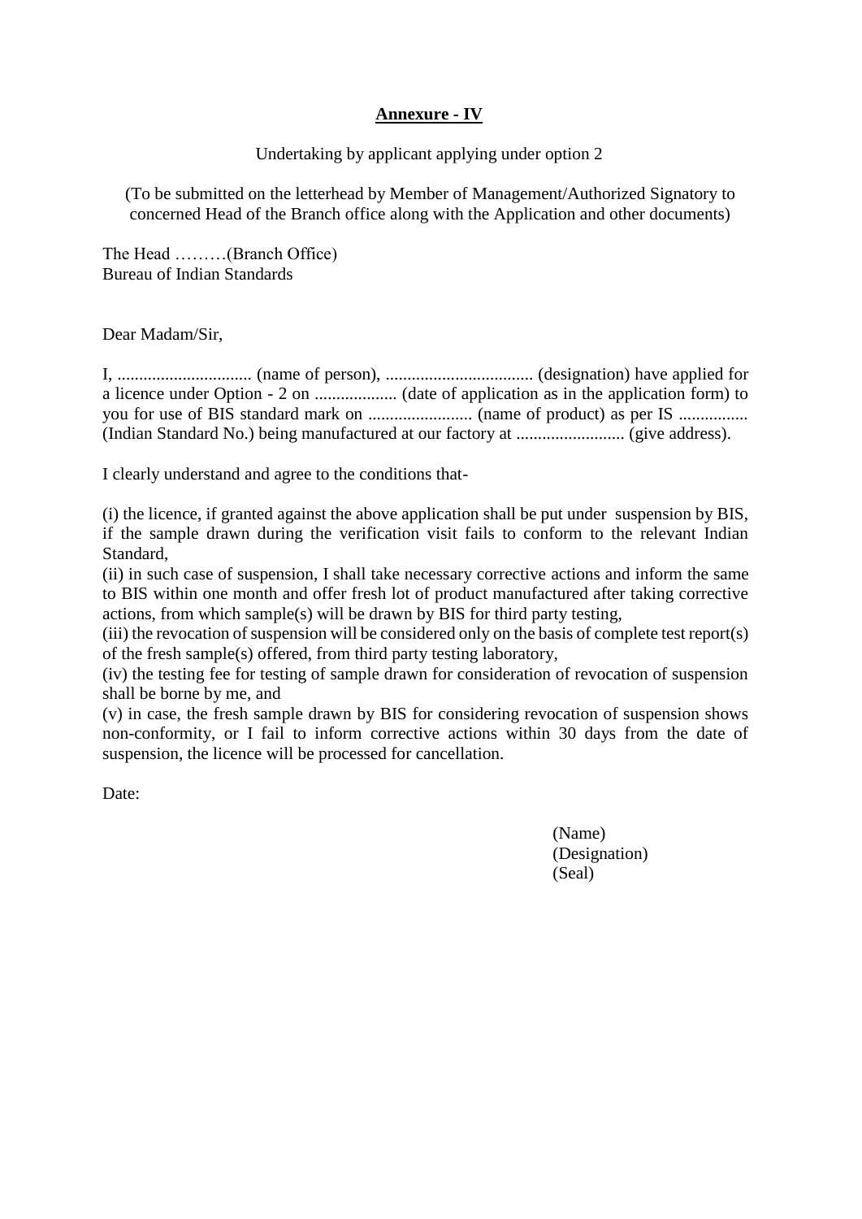# **Annexure - IV**

Undertaking by applicant applying under option 2

(To be submitted on the letterhead by Member of Management/Authorized Signatory to concerned Head of the Branch office along with the Application and other documents)

The Head ………(Branch Office)
Bureau of Indian Standards

Dear Madam/Sir,

I, ............................... (name of person), .................................. (designation) have applied for a licence under Option - 2 on ................... (date of application as in the application form) to you for use of BIS standard mark on ........................ (name of product) as per IS ................ (Indian Standard No.) being manufactured at our factory at ......................... (give address).

I clearly understand and agree to the conditions that-

(i) the licence, if granted against the above application shall be put under suspension by BIS, if the sample drawn during the verification visit fails to conform to the relevant Indian Standard,
(ii) in such case of suspension, I shall take necessary corrective actions and inform the same to BIS within one month and offer fresh lot of product manufactured after taking corrective actions, from which sample(s) will be drawn by BIS for third party testing,
(iii) the revocation of suspension will be considered only on the basis of complete test report(s) of the fresh sample(s) offered, from third party testing laboratory,
(iv) the testing fee for testing of sample drawn for consideration of revocation of suspension shall be borne by me, and
(v) in case, the fresh sample drawn by BIS for considering revocation of suspension shows non-conformity, or I fail to inform corrective actions within 30 days from the date of suspension, the licence will be processed for cancellation.

Date:

(Name)
(Designation)
(Seal)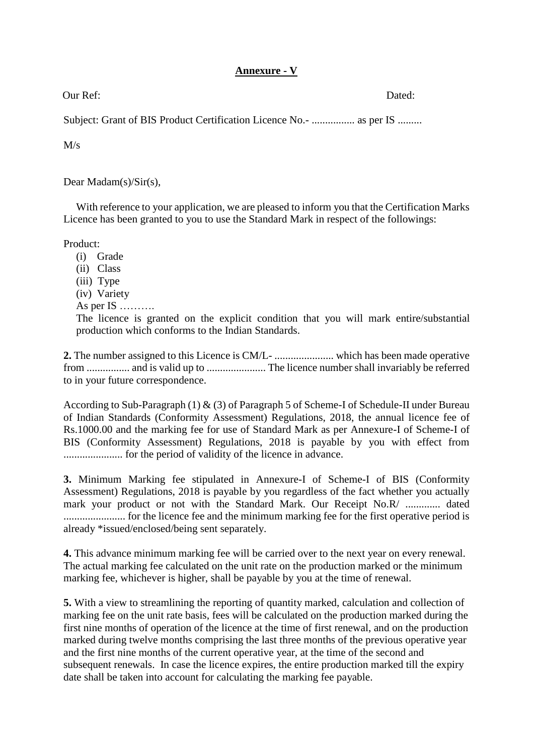**Annexure - V**

Our Ref: Dated:

Subject: Grant of BIS Product Certification Licence No.- ................ as per IS .........

M/s

Dear Madam(s)/Sir(s),

With reference to your application, we are pleased to inform you that the Certification Marks Licence has been granted to you to use the Standard Mark in respect of the followings:

Product:

(i) Grade
(ii) Class
(iii) Type
(iv) Variety

As per IS ……….

The licence is granted on the explicit condition that you will mark entire/substantial production which conforms to the Indian Standards.

**2.** The number assigned to this Licence is CM/L- ...................... which has been made operative from ................ and is valid up to ...................... The licence number shall invariably be referred to in your future correspondence.

According to Sub-Paragraph (1) & (3) of Paragraph 5 of Scheme-I of Schedule-II under Bureau of Indian Standards (Conformity Assessment) Regulations, 2018, the annual licence fee of Rs.1000.00 and the marking fee for use of Standard Mark as per Annexure-I of Scheme-I of BIS (Conformity Assessment) Regulations, 2018 is payable by you with effect from ...................... for the period of validity of the licence in advance.

**3.** Minimum Marking fee stipulated in Annexure-I of Scheme-I of BIS (Conformity Assessment) Regulations, 2018 is payable by you regardless of the fact whether you actually mark your product or not with the Standard Mark. Our Receipt No.R/ ............. dated ....................... for the licence fee and the minimum marking fee for the first operative period is already *issued/enclosed/being sent separately.

**4.** This advance minimum marking fee will be carried over to the next year on every renewal. The actual marking fee calculated on the unit rate on the production marked or the minimum marking fee, whichever is higher, shall be payable by you at the time of renewal.

**5.** With a view to streamlining the reporting of quantity marked, calculation and collection of marking fee on the unit rate basis, fees will be calculated on the production marked during the first nine months of operation of the licence at the time of first renewal, and on the production marked during twelve months comprising the last three months of the previous operative year and the first nine months of the current operative year, at the time of the second and subsequent renewals. In case the licence expires, the entire production marked till the expiry date shall be taken into account for calculating the marking fee payable.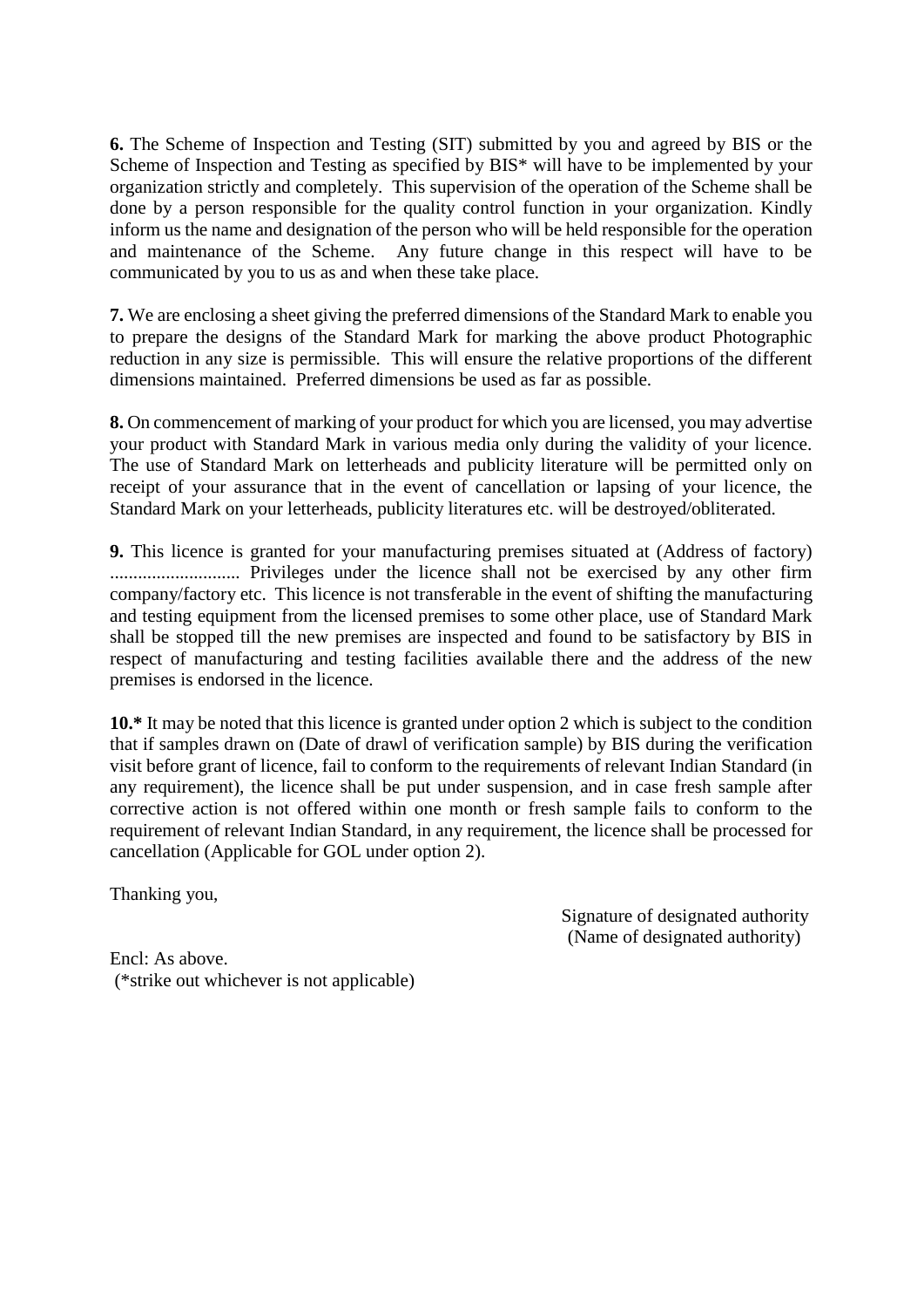**6.** The Scheme of Inspection and Testing (SIT) submitted by you and agreed by BIS or the Scheme of Inspection and Testing as specified by BIS* will have to be implemented by your organization strictly and completely. This supervision of the operation of the Scheme shall be done by a person responsible for the quality control function in your organization. Kindly inform us the name and designation of the person who will be held responsible for the operation and maintenance of the Scheme. Any future change in this respect will have to be communicated by you to us as and when these take place.

**7.** We are enclosing a sheet giving the preferred dimensions of the Standard Mark to enable you to prepare the designs of the Standard Mark for marking the above product Photographic reduction in any size is permissible. This will ensure the relative proportions of the different dimensions maintained. Preferred dimensions be used as far as possible.

**8.** On commencement of marking of your product for which you are licensed, you may advertise your product with Standard Mark in various media only during the validity of your licence. The use of Standard Mark on letterheads and publicity literature will be permitted only on receipt of your assurance that in the event of cancellation or lapsing of your licence, the Standard Mark on your letterheads, publicity literatures etc. will be destroyed/obliterated.

**9.** This licence is granted for your manufacturing premises situated at (Address of factory) ........................... Privileges under the licence shall not be exercised by any other firm company/factory etc. This licence is not transferable in the event of shifting the manufacturing and testing equipment from the licensed premises to some other place, use of Standard Mark shall be stopped till the new premises are inspected and found to be satisfactory by BIS in respect of manufacturing and testing facilities available there and the address of the new premises is endorsed in the licence.

**10.*** It may be noted that this licence is granted under option 2 which is subject to the condition that if samples drawn on (Date of drawl of verification sample) by BIS during the verification visit before grant of licence, fail to conform to the requirements of relevant Indian Standard (in any requirement), the licence shall be put under suspension, and in case fresh sample after corrective action is not offered within one month or fresh sample fails to conform to the requirement of relevant Indian Standard, in any requirement, the licence shall be processed for cancellation (Applicable for GOL under option 2).

Thanking you,

Signature of designated authority
(Name of designated authority)

Encl: As above.
(*strike out whichever is not applicable)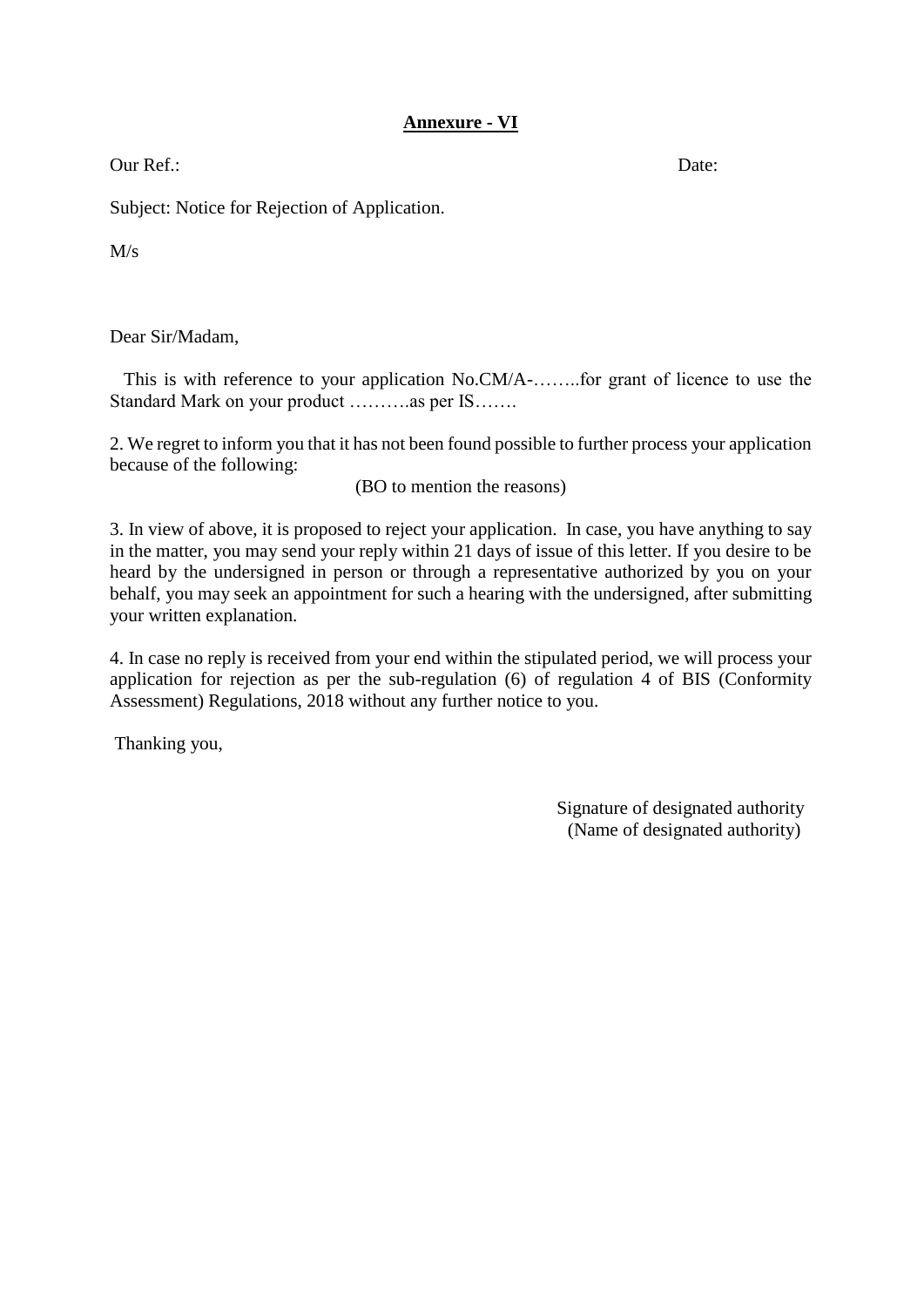**Annexure - VI**

Our Ref.: Date:

Subject: Notice for Rejection of Application.

M/s

Dear Sir/Madam,

This is with reference to your application No.CM/A-……..for grant of licence to use the Standard Mark on your product ……….as per IS…….

2. We regret to inform you that it has not been found possible to further process your application because of the following:

(BO to mention the reasons)

3. In view of above, it is proposed to reject your application. In case, you have anything to say in the matter, you may send your reply within 21 days of issue of this letter. If you desire to be heard by the undersigned in person or through a representative authorized by you on your behalf, you may seek an appointment for such a hearing with the undersigned, after submitting your written explanation.

4. In case no reply is received from your end within the stipulated period, we will process your application for rejection as per the sub-regulation (6) of regulation 4 of BIS (Conformity Assessment) Regulations, 2018 without any further notice to you.

Thanking you,

Signature of designated authority
(Name of designated authority)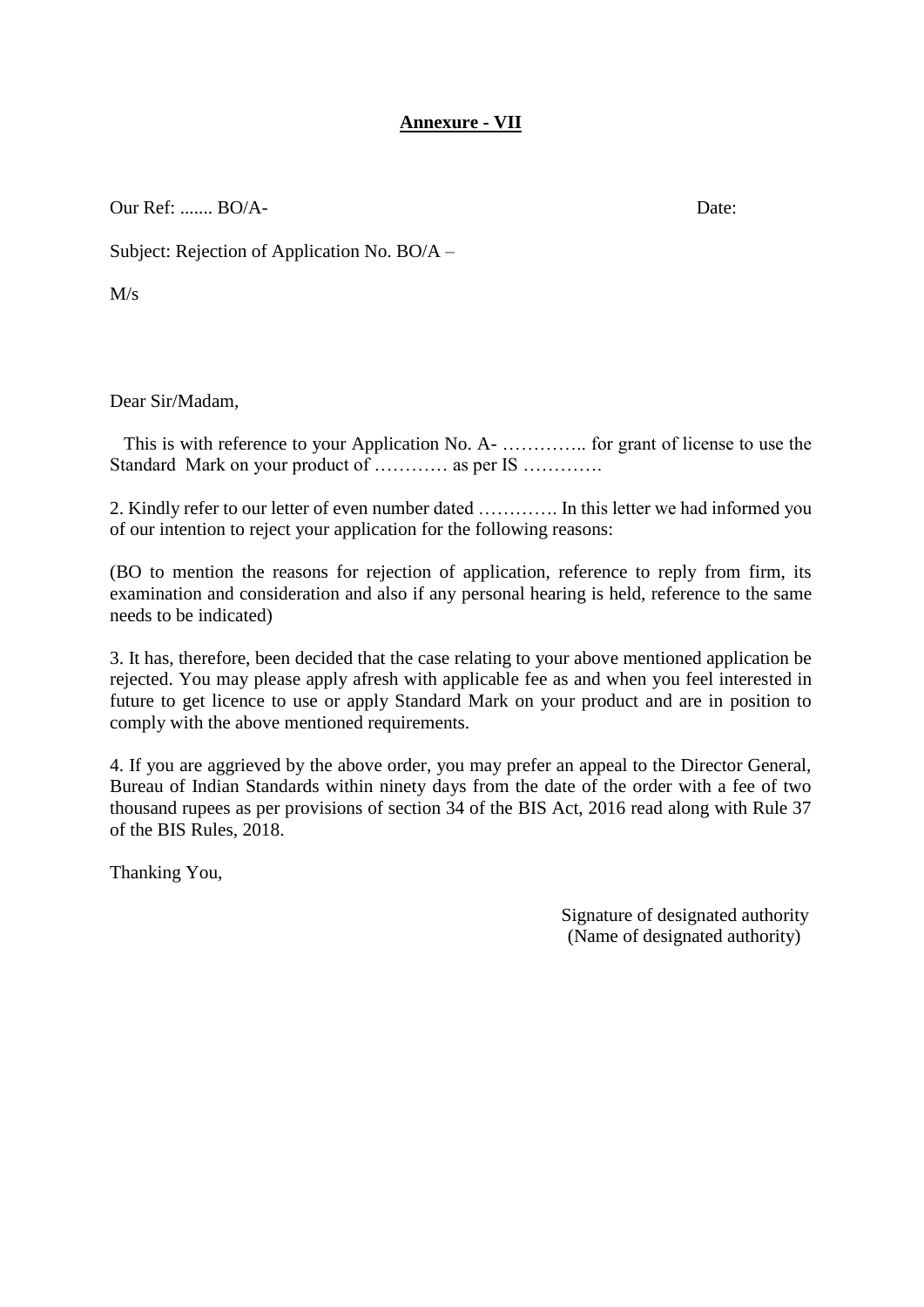**Annexure - VII**

Our Ref: ....... BO/A-                                                                                    Date:

Subject: Rejection of Application No. BO/A –

M/s

Dear Sir/Madam,

This is with reference to your Application No. A- ………….. for grant of license to use the Standard Mark on your product of ………… as per IS ………….

2. Kindly refer to our letter of even number dated …………. In this letter we had informed you of our intention to reject your application for the following reasons:

(BO to mention the reasons for rejection of application, reference to reply from firm, its examination and consideration and also if any personal hearing is held, reference to the same needs to be indicated)

3. It has, therefore, been decided that the case relating to your above mentioned application be rejected. You may please apply afresh with applicable fee as and when you feel interested in future to get licence to use or apply Standard Mark on your product and are in position to comply with the above mentioned requirements.

4. If you are aggrieved by the above order, you may prefer an appeal to the Director General, Bureau of Indian Standards within ninety days from the date of the order with a fee of two thousand rupees as per provisions of section 34 of the BIS Act, 2016 read along with Rule 37 of the BIS Rules, 2018.

Thanking You,

Signature of designated authority
(Name of designated authority)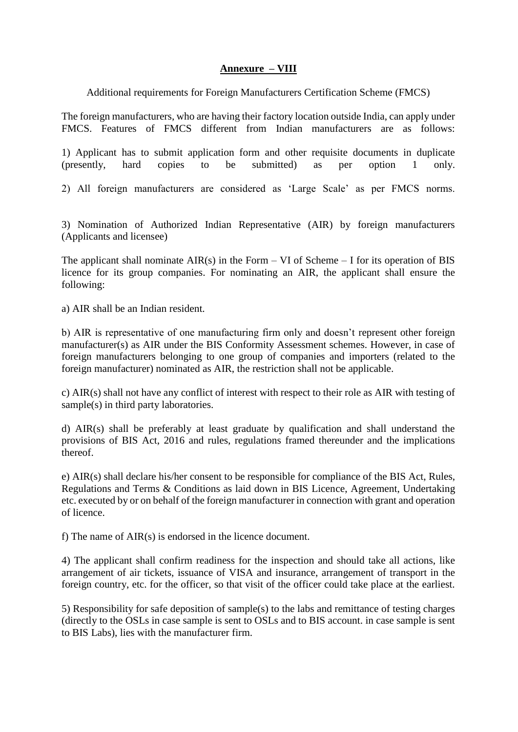# Annexure – VIII

Additional requirements for Foreign Manufacturers Certification Scheme (FMCS)

The foreign manufacturers, who are having their factory location outside India, can apply under FMCS. Features of FMCS different from Indian manufacturers are as follows:

1) Applicant has to submit application form and other requisite documents in duplicate (presently, hard copies to be submitted) as per option 1 only.

2) All foreign manufacturers are considered as 'Large Scale' as per FMCS norms.

3) Nomination of Authorized Indian Representative (AIR) by foreign manufacturers (Applicants and licensee)

The applicant shall nominate AIR(s) in the Form – VI of Scheme – I for its operation of BIS licence for its group companies. For nominating an AIR, the applicant shall ensure the following:

a) AIR shall be an Indian resident.

b) AIR is representative of one manufacturing firm only and doesn't represent other foreign manufacturer(s) as AIR under the BIS Conformity Assessment schemes. However, in case of foreign manufacturers belonging to one group of companies and importers (related to the foreign manufacturer) nominated as AIR, the restriction shall not be applicable.

c) AIR(s) shall not have any conflict of interest with respect to their role as AIR with testing of sample(s) in third party laboratories.

d) AIR(s) shall be preferably at least graduate by qualification and shall understand the provisions of BIS Act, 2016 and rules, regulations framed thereunder and the implications thereof.

e) AIR(s) shall declare his/her consent to be responsible for compliance of the BIS Act, Rules, Regulations and Terms & Conditions as laid down in BIS Licence, Agreement, Undertaking etc. executed by or on behalf of the foreign manufacturer in connection with grant and operation of licence.

f) The name of AIR(s) is endorsed in the licence document.

4) The applicant shall confirm readiness for the inspection and should take all actions, like arrangement of air tickets, issuance of VISA and insurance, arrangement of transport in the foreign country, etc. for the officer, so that visit of the officer could take place at the earliest.

5) Responsibility for safe deposition of sample(s) to the labs and remittance of testing charges (directly to the OSLs in case sample is sent to OSLs and to BIS account. in case sample is sent to BIS Labs), lies with the manufacturer firm.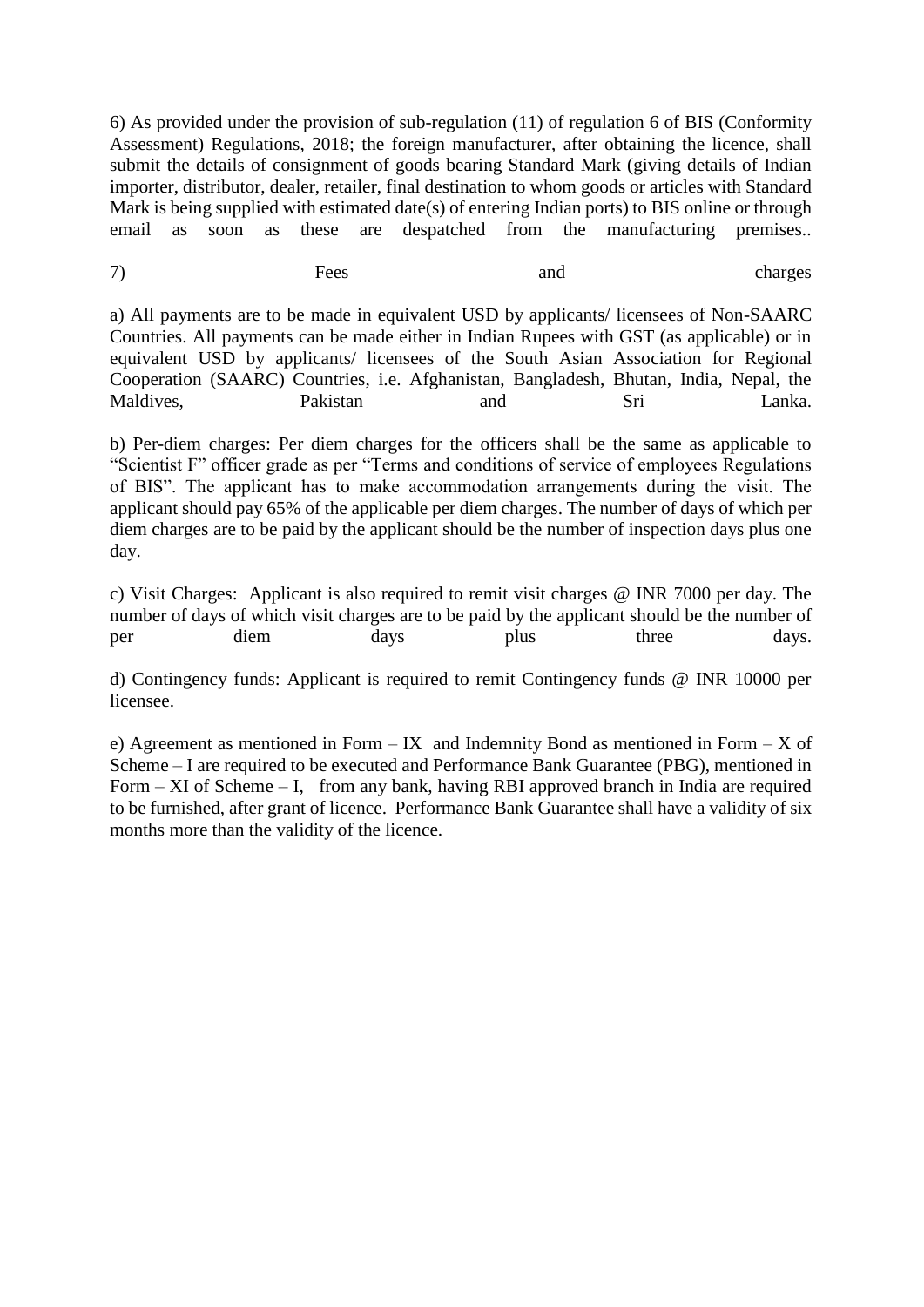6) As provided under the provision of sub-regulation (11) of regulation 6 of BIS (Conformity Assessment) Regulations, 2018; the foreign manufacturer, after obtaining the licence, shall submit the details of consignment of goods bearing Standard Mark (giving details of Indian importer, distributor, dealer, retailer, final destination to whom goods or articles with Standard Mark is being supplied with estimated date(s) of entering Indian ports) to BIS online or through email as soon as these are despatched from the manufacturing premises..

7) Fees and charges

a) All payments are to be made in equivalent USD by applicants/ licensees of Non-SAARC Countries. All payments can be made either in Indian Rupees with GST (as applicable) or in equivalent USD by applicants/ licensees of the South Asian Association for Regional Cooperation (SAARC) Countries, i.e. Afghanistan, Bangladesh, Bhutan, India, Nepal, the Maldives, Pakistan and Sri Lanka.

b) Per-diem charges: Per diem charges for the officers shall be the same as applicable to "Scientist F" officer grade as per "Terms and conditions of service of employees Regulations of BIS". The applicant has to make accommodation arrangements during the visit. The applicant should pay 65% of the applicable per diem charges. The number of days of which per diem charges are to be paid by the applicant should be the number of inspection days plus one day.

c) Visit Charges: Applicant is also required to remit visit charges @ INR 7000 per day. The number of days of which visit charges are to be paid by the applicant should be the number of per diem days plus three days.

d) Contingency funds: Applicant is required to remit Contingency funds @ INR 10000 per licensee.

e) Agreement as mentioned in Form – IX and Indemnity Bond as mentioned in Form – X of Scheme – I are required to be executed and Performance Bank Guarantee (PBG), mentioned in Form – XI of Scheme – I, from any bank, having RBI approved branch in India are required to be furnished, after grant of licence. Performance Bank Guarantee shall have a validity of six months more than the validity of the licence.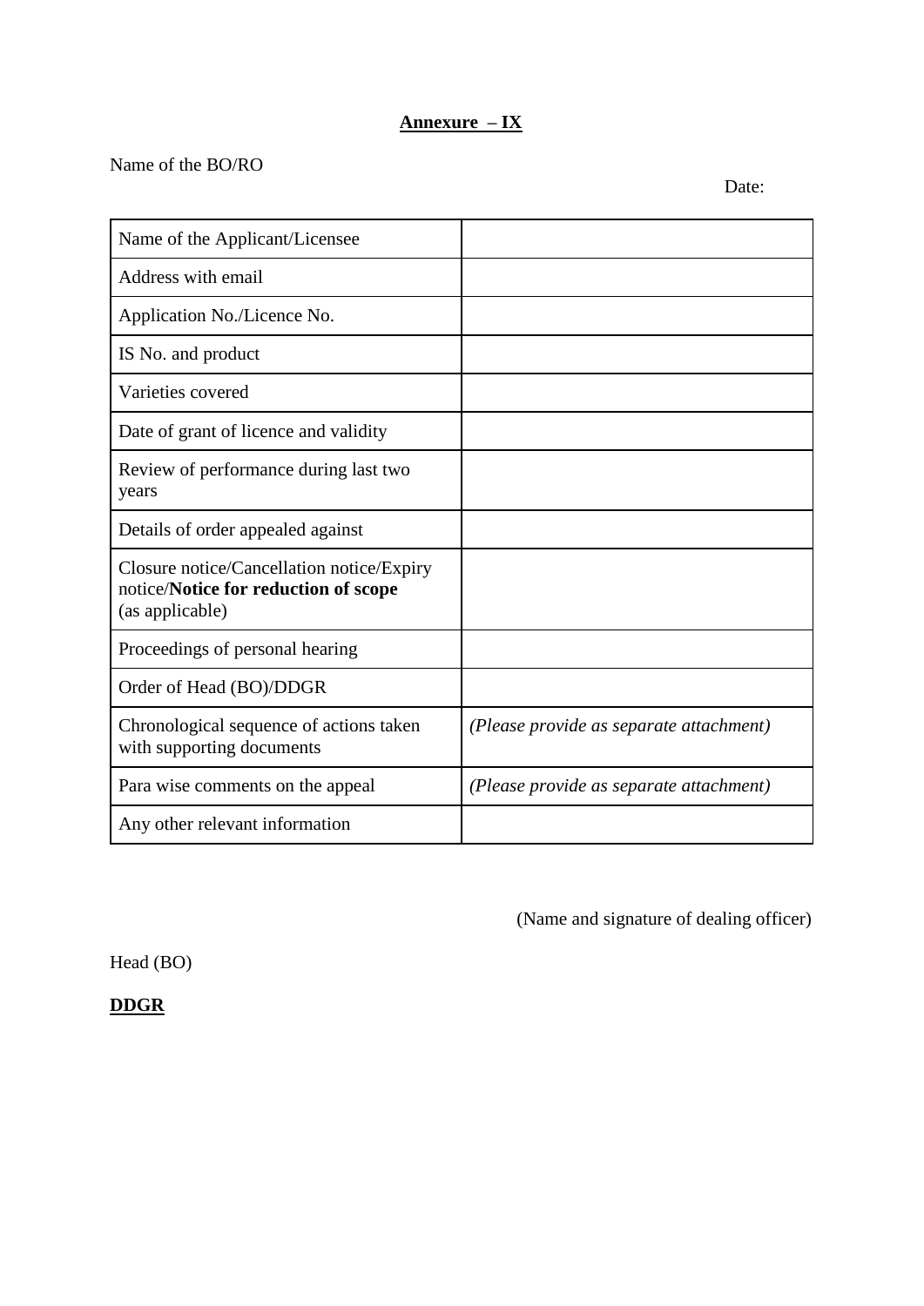**<u>Annexure – IX</u>**

Name of the BO/RO

Date:

| | |
|---|---|
| Name of the Applicant/Licensee | |
| Address with email | |
| Application No./Licence No. | |
| IS No. and product | |
| Varieties covered | |
| Date of grant of licence and validity | |
| Review of performance during last two years | |
| Details of order appealed against | |
| Closure notice/Cancellation notice/Expiry notice/**Notice for reduction of scope** (as applicable) | |
| Proceedings of personal hearing | |
| Order of Head (BO)/DDGR | |
| Chronological sequence of actions taken with supporting documents | *(Please provide as separate attachment)* |
| Para wise comments on the appeal | *(Please provide as separate attachment)* |
| Any other relevant information | |

(Name and signature of dealing officer)

Head (BO)

**<u>DDGR</u>**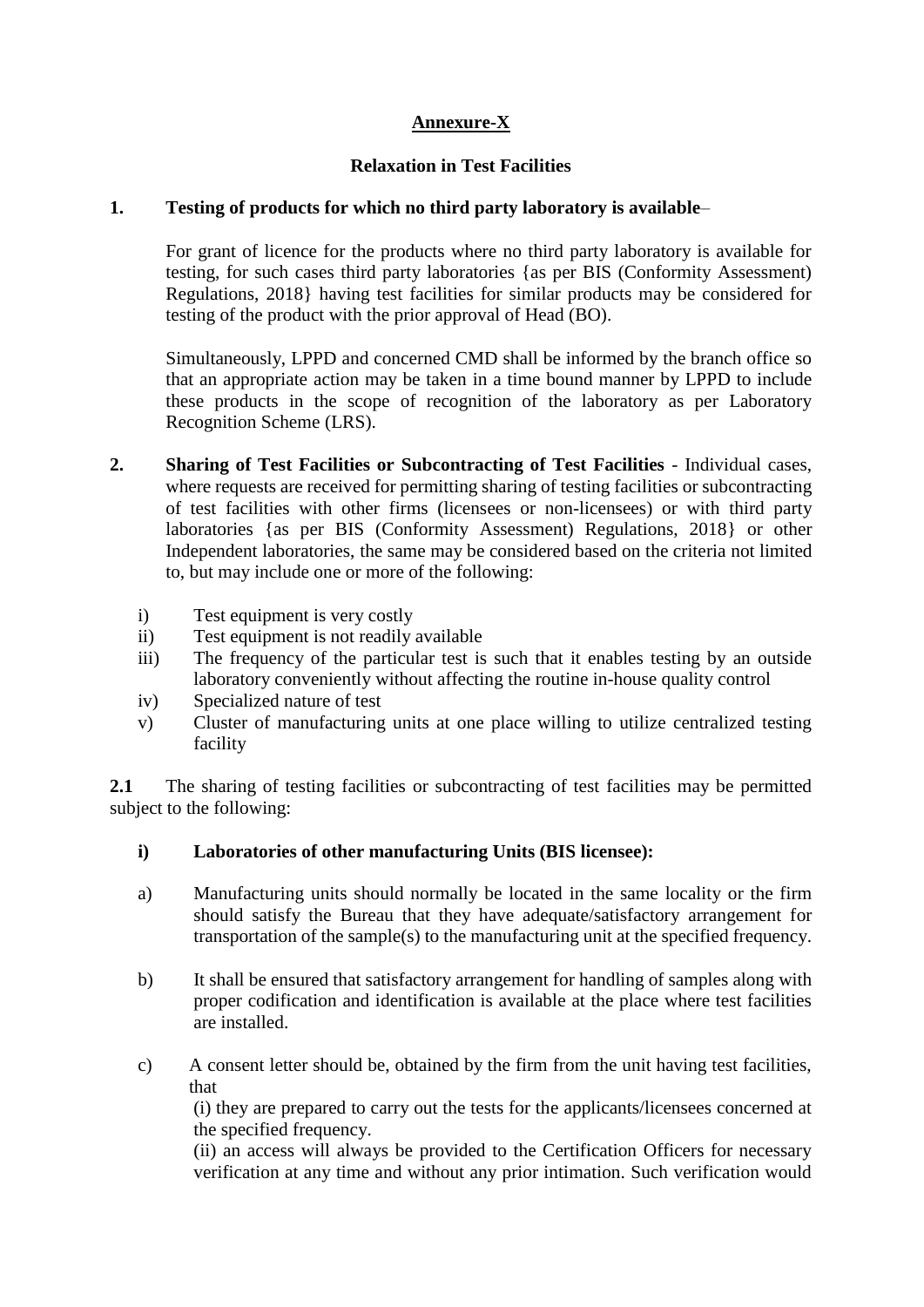## Annexure-X

### Relaxation in Test Facilities

**1. Testing of products for which no third party laboratory is available**–

For grant of licence for the products where no third party laboratory is available for testing, for such cases third party laboratories {as per BIS (Conformity Assessment) Regulations, 2018} having test facilities for similar products may be considered for testing of the product with the prior approval of Head (BO).

Simultaneously, LPPD and concerned CMD shall be informed by the branch office so that an appropriate action may be taken in a time bound manner by LPPD to include these products in the scope of recognition of the laboratory as per Laboratory Recognition Scheme (LRS).

**2. Sharing of Test Facilities or Subcontracting of Test Facilities** - Individual cases, where requests are received for permitting sharing of testing facilities or subcontracting of test facilities with other firms (licensees or non-licensees) or with third party laboratories {as per BIS (Conformity Assessment) Regulations, 2018} or other Independent laboratories, the same may be considered based on the criteria not limited to, but may include one or more of the following:

i) Test equipment is very costly

ii) Test equipment is not readily available

iii) The frequency of the particular test is such that it enables testing by an outside laboratory conveniently without affecting the routine in-house quality control

iv) Specialized nature of test

v) Cluster of manufacturing units at one place willing to utilize centralized testing facility

**2.1** The sharing of testing facilities or subcontracting of test facilities may be permitted subject to the following:

**i) Laboratories of other manufacturing Units (BIS licensee):**

a) Manufacturing units should normally be located in the same locality or the firm should satisfy the Bureau that they have adequate/satisfactory arrangement for transportation of the sample(s) to the manufacturing unit at the specified frequency.

b) It shall be ensured that satisfactory arrangement for handling of samples along with proper codification and identification is available at the place where test facilities are installed.

c) A consent letter should be, obtained by the firm from the unit having test facilities, that

(i) they are prepared to carry out the tests for the applicants/licensees concerned at the specified frequency.

(ii) an access will always be provided to the Certification Officers for necessary verification at any time and without any prior intimation. Such verification would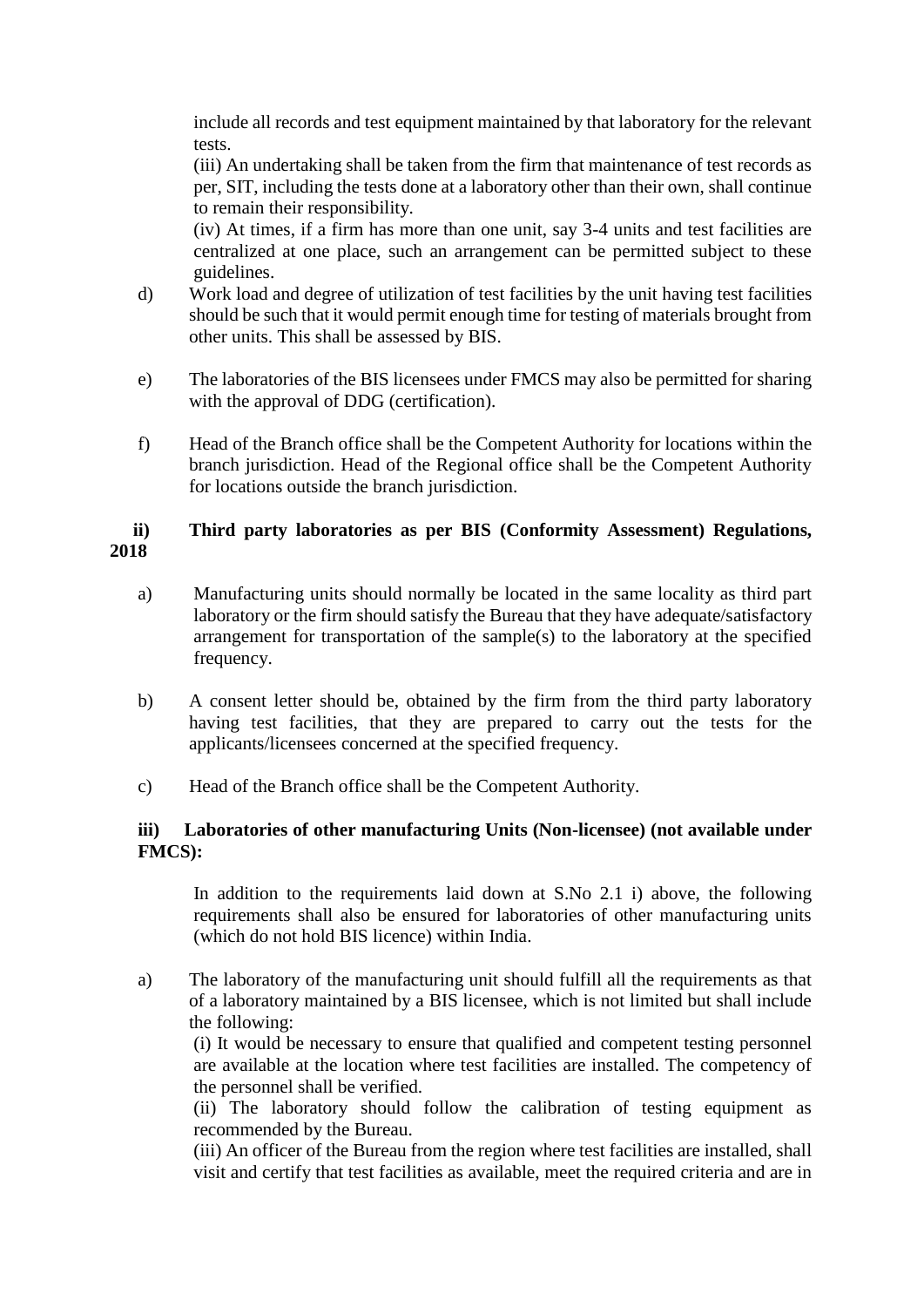include all records and test equipment maintained by that laboratory for the relevant tests.

(iii) An undertaking shall be taken from the firm that maintenance of test records as per, SIT, including the tests done at a laboratory other than their own, shall continue to remain their responsibility.

(iv) At times, if a firm has more than one unit, say 3-4 units and test facilities are centralized at one place, such an arrangement can be permitted subject to these guidelines.

d) Work load and degree of utilization of test facilities by the unit having test facilities should be such that it would permit enough time for testing of materials brought from other units. This shall be assessed by BIS.

e) The laboratories of the BIS licensees under FMCS may also be permitted for sharing with the approval of DDG (certification).

f) Head of the Branch office shall be the Competent Authority for locations within the branch jurisdiction. Head of the Regional office shall be the Competent Authority for locations outside the branch jurisdiction.

**ii) Third party laboratories as per BIS (Conformity Assessment) Regulations, 2018**

a) Manufacturing units should normally be located in the same locality as third part laboratory or the firm should satisfy the Bureau that they have adequate/satisfactory arrangement for transportation of the sample(s) to the laboratory at the specified frequency.

b) A consent letter should be, obtained by the firm from the third party laboratory having test facilities, that they are prepared to carry out the tests for the applicants/licensees concerned at the specified frequency.

c) Head of the Branch office shall be the Competent Authority.

**iii) Laboratories of other manufacturing Units (Non-licensee) (not available under FMCS):**

In addition to the requirements laid down at S.No 2.1 i) above, the following requirements shall also be ensured for laboratories of other manufacturing units (which do not hold BIS licence) within India.

a) The laboratory of the manufacturing unit should fulfill all the requirements as that of a laboratory maintained by a BIS licensee, which is not limited but shall include the following:

(i) It would be necessary to ensure that qualified and competent testing personnel are available at the location where test facilities are installed. The competency of the personnel shall be verified.

(ii) The laboratory should follow the calibration of testing equipment as recommended by the Bureau.

(iii) An officer of the Bureau from the region where test facilities are installed, shall visit and certify that test facilities as available, meet the required criteria and are in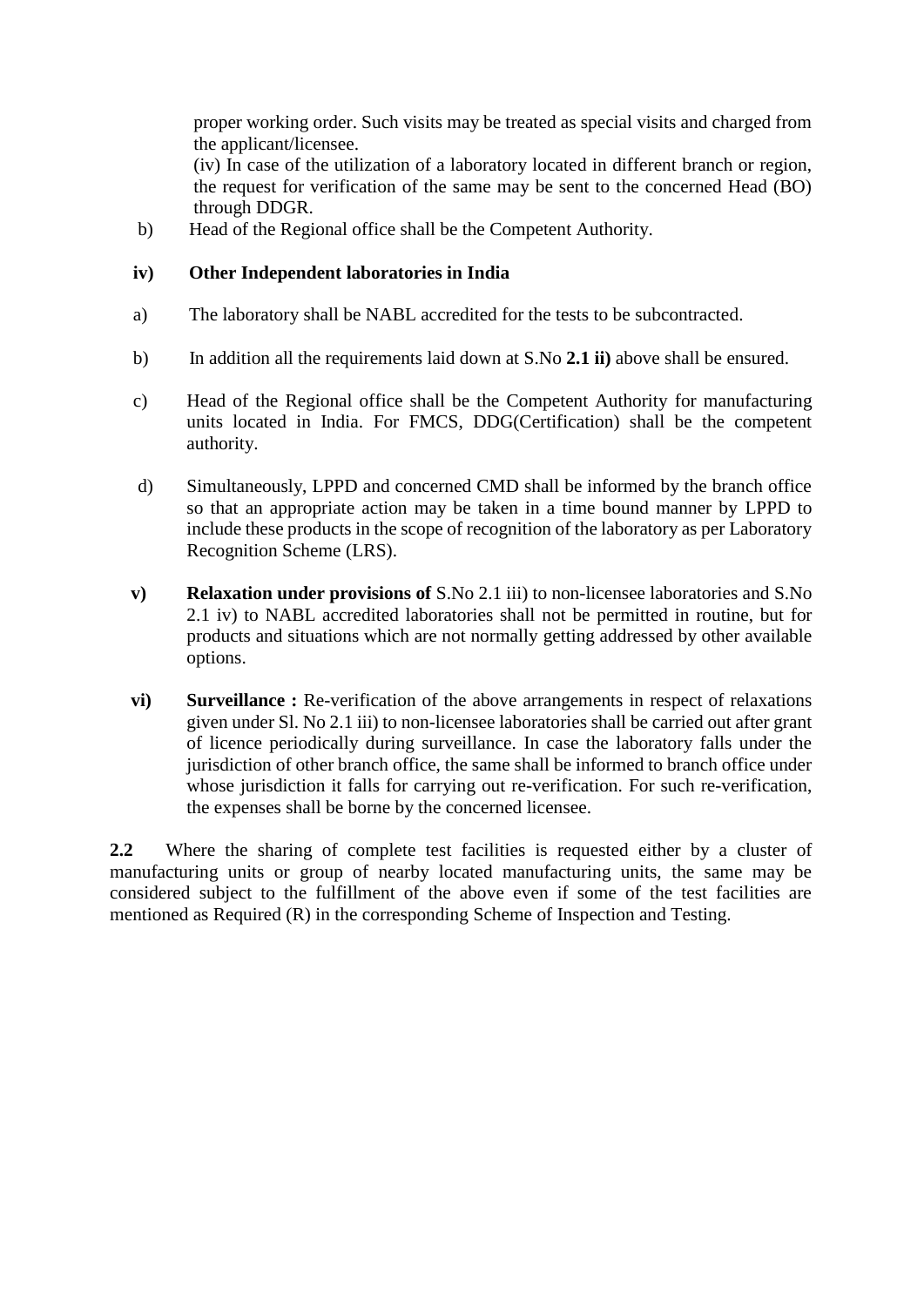proper working order. Such visits may be treated as special visits and charged from the applicant/licensee.

(iv) In case of the utilization of a laboratory located in different branch or region, the request for verification of the same may be sent to the concerned Head (BO) through DDGR.

b) Head of the Regional office shall be the Competent Authority.

**iv) Other Independent laboratories in India**

a) The laboratory shall be NABL accredited for the tests to be subcontracted.

b) In addition all the requirements laid down at S.No **2.1 ii)** above shall be ensured.

c) Head of the Regional office shall be the Competent Authority for manufacturing units located in India. For FMCS, DDG(Certification) shall be the competent authority.

d) Simultaneously, LPPD and concerned CMD shall be informed by the branch office so that an appropriate action may be taken in a time bound manner by LPPD to include these products in the scope of recognition of the laboratory as per Laboratory Recognition Scheme (LRS).

**v) Relaxation under provisions of** S.No 2.1 iii) to non-licensee laboratories and S.No 2.1 iv) to NABL accredited laboratories shall not be permitted in routine, but for products and situations which are not normally getting addressed by other available options.

**vi) Surveillance :** Re-verification of the above arrangements in respect of relaxations given under Sl. No 2.1 iii) to non-licensee laboratories shall be carried out after grant of licence periodically during surveillance. In case the laboratory falls under the jurisdiction of other branch office, the same shall be informed to branch office under whose jurisdiction it falls for carrying out re-verification. For such re-verification, the expenses shall be borne by the concerned licensee.

**2.2** Where the sharing of complete test facilities is requested either by a cluster of manufacturing units or group of nearby located manufacturing units, the same may be considered subject to the fulfillment of the above even if some of the test facilities are mentioned as Required (R) in the corresponding Scheme of Inspection and Testing.